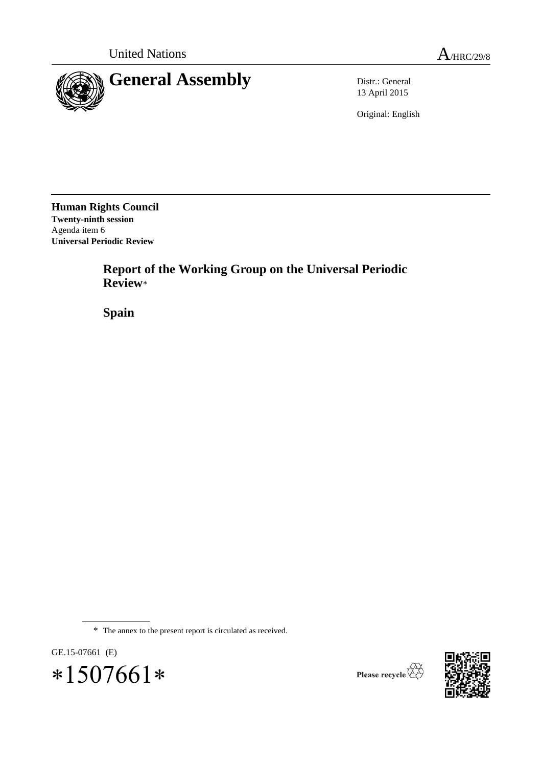United Nations A/HRC/29/8

# General Assembly

Distr.: General
13 April 2015

Original: English

**Human Rights Council**
**Twenty-ninth session**
Agenda item 6
**Universal Periodic Review**

## Report of the Working Group on the Universal Periodic Review*

## Spain

\* The annex to the present report is circulated as received.

GE.15-07661 (E)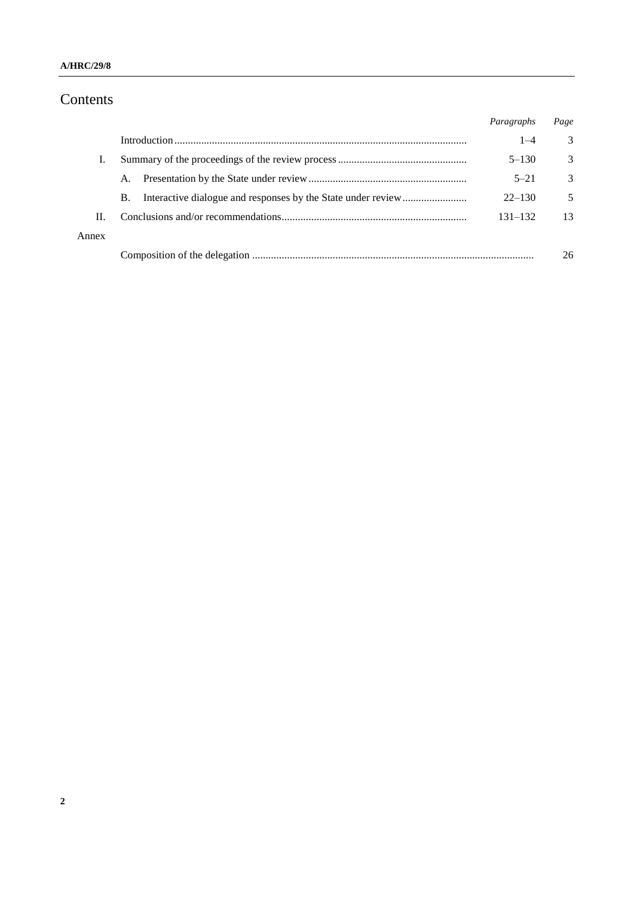# Contents

| | | *Paragraphs* | *Page* |
|---|---|---|---|
| | Introduction | 1–4 | 3 |
| I. | Summary of the proceedings of the review process | 5–130 | 3 |
| | A. Presentation by the State under review | 5–21 | 3 |
| | B. Interactive dialogue and responses by the State under review | 22–130 | 5 |
| II. | Conclusions and/or recommendations | 131–132 | 13 |
| Annex | | | |
| | Composition of the delegation | | 26 |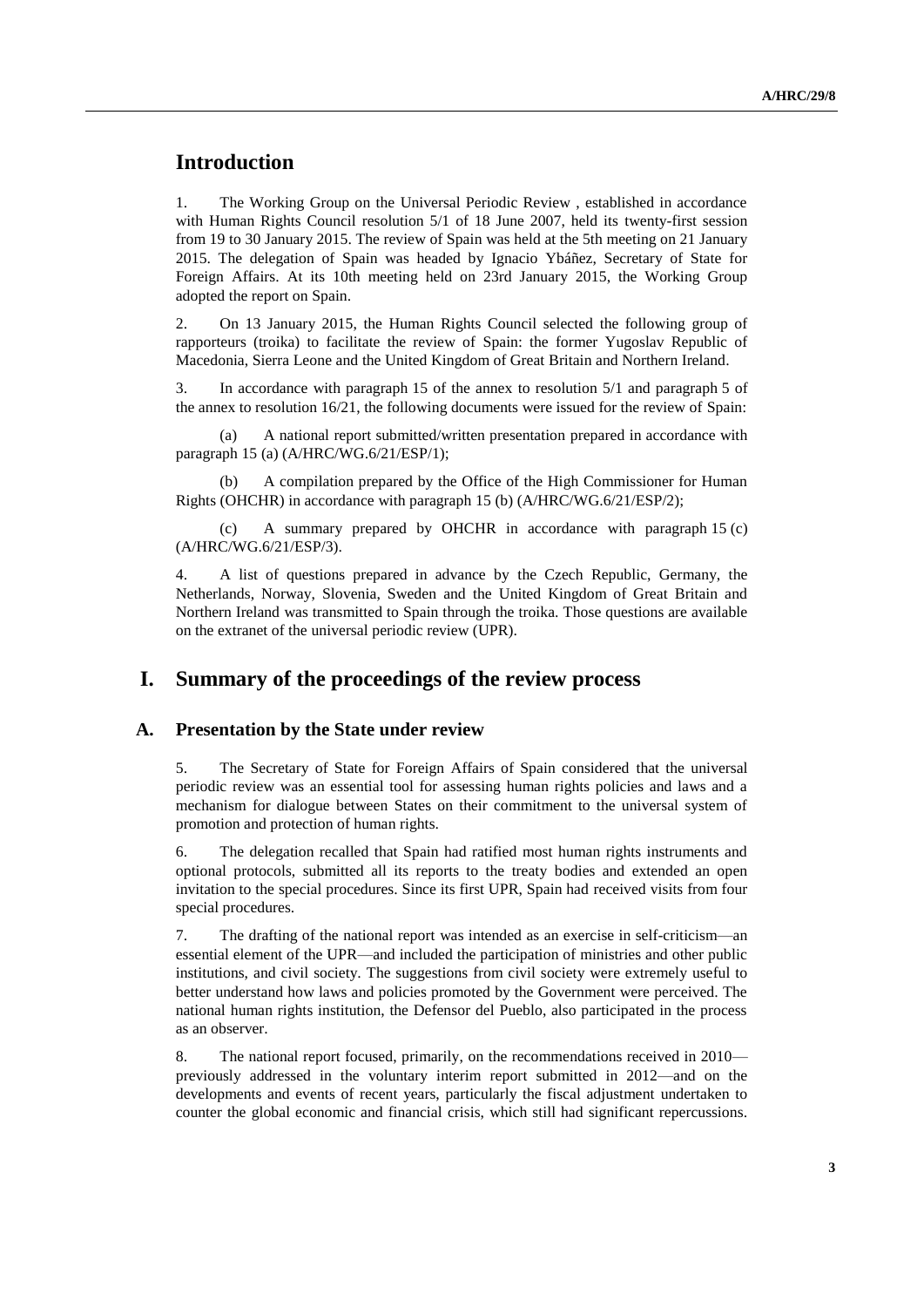# Introduction

1. The Working Group on the Universal Periodic Review , established in accordance with Human Rights Council resolution 5/1 of 18 June 2007, held its twenty-first session from 19 to 30 January 2015. The review of Spain was held at the 5th meeting on 21 January 2015. The delegation of Spain was headed by Ignacio Ybáñez, Secretary of State for Foreign Affairs. At its 10th meeting held on 23rd January 2015, the Working Group adopted the report on Spain.

2. On 13 January 2015, the Human Rights Council selected the following group of rapporteurs (troika) to facilitate the review of Spain: the former Yugoslav Republic of Macedonia, Sierra Leone and the United Kingdom of Great Britain and Northern Ireland.

3. In accordance with paragraph 15 of the annex to resolution 5/1 and paragraph 5 of the annex to resolution 16/21, the following documents were issued for the review of Spain:

(a) A national report submitted/written presentation prepared in accordance with paragraph 15 (a) (A/HRC/WG.6/21/ESP/1);

(b) A compilation prepared by the Office of the High Commissioner for Human Rights (OHCHR) in accordance with paragraph 15 (b) (A/HRC/WG.6/21/ESP/2);

(c) A summary prepared by OHCHR in accordance with paragraph 15 (c) (A/HRC/WG.6/21/ESP/3).

4. A list of questions prepared in advance by the Czech Republic, Germany, the Netherlands, Norway, Slovenia, Sweden and the United Kingdom of Great Britain and Northern Ireland was transmitted to Spain through the troika. Those questions are available on the extranet of the universal periodic review (UPR).

# I. Summary of the proceedings of the review process

## A. Presentation by the State under review

5. The Secretary of State for Foreign Affairs of Spain considered that the universal periodic review was an essential tool for assessing human rights policies and laws and a mechanism for dialogue between States on their commitment to the universal system of promotion and protection of human rights.

6. The delegation recalled that Spain had ratified most human rights instruments and optional protocols, submitted all its reports to the treaty bodies and extended an open invitation to the special procedures. Since its first UPR, Spain had received visits from four special procedures.

7. The drafting of the national report was intended as an exercise in self-criticism—an essential element of the UPR—and included the participation of ministries and other public institutions, and civil society. The suggestions from civil society were extremely useful to better understand how laws and policies promoted by the Government were perceived. The national human rights institution, the Defensor del Pueblo, also participated in the process as an observer.

8. The national report focused, primarily, on the recommendations received in 2010—previously addressed in the voluntary interim report submitted in 2012—and on the developments and events of recent years, particularly the fiscal adjustment undertaken to counter the global economic and financial crisis, which still had significant repercussions.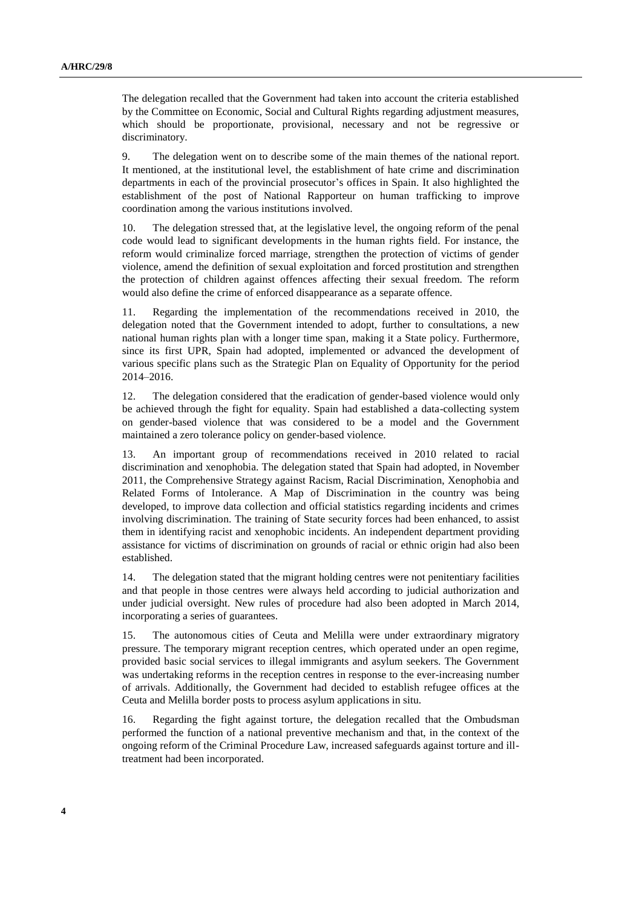The delegation recalled that the Government had taken into account the criteria established by the Committee on Economic, Social and Cultural Rights regarding adjustment measures, which should be proportionate, provisional, necessary and not be regressive or discriminatory.

9. The delegation went on to describe some of the main themes of the national report. It mentioned, at the institutional level, the establishment of hate crime and discrimination departments in each of the provincial prosecutor's offices in Spain. It also highlighted the establishment of the post of National Rapporteur on human trafficking to improve coordination among the various institutions involved.

10. The delegation stressed that, at the legislative level, the ongoing reform of the penal code would lead to significant developments in the human rights field. For instance, the reform would criminalize forced marriage, strengthen the protection of victims of gender violence, amend the definition of sexual exploitation and forced prostitution and strengthen the protection of children against offences affecting their sexual freedom. The reform would also define the crime of enforced disappearance as a separate offence.

11. Regarding the implementation of the recommendations received in 2010, the delegation noted that the Government intended to adopt, further to consultations, a new national human rights plan with a longer time span, making it a State policy. Furthermore, since its first UPR, Spain had adopted, implemented or advanced the development of various specific plans such as the Strategic Plan on Equality of Opportunity for the period 2014–2016.

12. The delegation considered that the eradication of gender-based violence would only be achieved through the fight for equality. Spain had established a data-collecting system on gender-based violence that was considered to be a model and the Government maintained a zero tolerance policy on gender-based violence.

13. An important group of recommendations received in 2010 related to racial discrimination and xenophobia. The delegation stated that Spain had adopted, in November 2011, the Comprehensive Strategy against Racism, Racial Discrimination, Xenophobia and Related Forms of Intolerance. A Map of Discrimination in the country was being developed, to improve data collection and official statistics regarding incidents and crimes involving discrimination. The training of State security forces had been enhanced, to assist them in identifying racist and xenophobic incidents. An independent department providing assistance for victims of discrimination on grounds of racial or ethnic origin had also been established.

14. The delegation stated that the migrant holding centres were not penitentiary facilities and that people in those centres were always held according to judicial authorization and under judicial oversight. New rules of procedure had also been adopted in March 2014, incorporating a series of guarantees.

15. The autonomous cities of Ceuta and Melilla were under extraordinary migratory pressure. The temporary migrant reception centres, which operated under an open regime, provided basic social services to illegal immigrants and asylum seekers. The Government was undertaking reforms in the reception centres in response to the ever-increasing number of arrivals. Additionally, the Government had decided to establish refugee offices at the Ceuta and Melilla border posts to process asylum applications in situ.

16. Regarding the fight against torture, the delegation recalled that the Ombudsman performed the function of a national preventive mechanism and that, in the context of the ongoing reform of the Criminal Procedure Law, increased safeguards against torture and ill-treatment had been incorporated.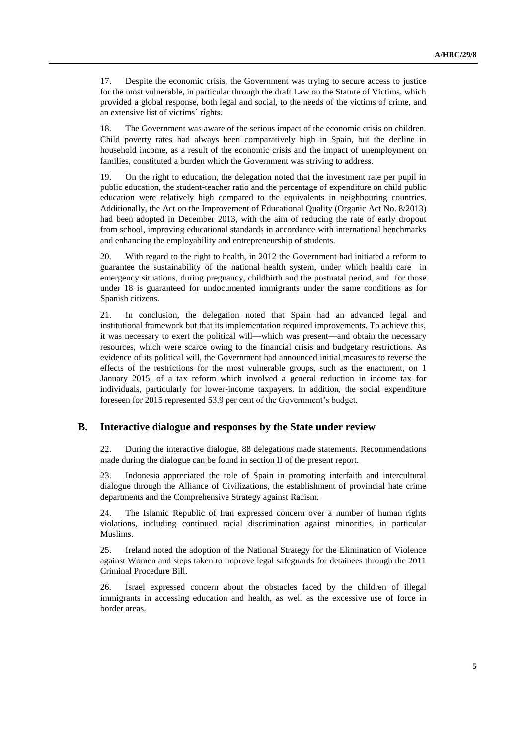17. Despite the economic crisis, the Government was trying to secure access to justice for the most vulnerable, in particular through the draft Law on the Statute of Victims, which provided a global response, both legal and social, to the needs of the victims of crime, and an extensive list of victims' rights.

18. The Government was aware of the serious impact of the economic crisis on children. Child poverty rates had always been comparatively high in Spain, but the decline in household income, as a result of the economic crisis and the impact of unemployment on families, constituted a burden which the Government was striving to address.

19. On the right to education, the delegation noted that the investment rate per pupil in public education, the student-teacher ratio and the percentage of expenditure on child public education were relatively high compared to the equivalents in neighbouring countries. Additionally, the Act on the Improvement of Educational Quality (Organic Act No. 8/2013) had been adopted in December 2013, with the aim of reducing the rate of early dropout from school, improving educational standards in accordance with international benchmarks and enhancing the employability and entrepreneurship of students.

20. With regard to the right to health, in 2012 the Government had initiated a reform to guarantee the sustainability of the national health system, under which health care in emergency situations, during pregnancy, childbirth and the postnatal period, and for those under 18 is guaranteed for undocumented immigrants under the same conditions as for Spanish citizens.

21. In conclusion, the delegation noted that Spain had an advanced legal and institutional framework but that its implementation required improvements. To achieve this, it was necessary to exert the political will—which was present—and obtain the necessary resources, which were scarce owing to the financial crisis and budgetary restrictions. As evidence of its political will, the Government had announced initial measures to reverse the effects of the restrictions for the most vulnerable groups, such as the enactment, on 1 January 2015, of a tax reform which involved a general reduction in income tax for individuals, particularly for lower-income taxpayers. In addition, the social expenditure foreseen for 2015 represented 53.9 per cent of the Government's budget.

## B. Interactive dialogue and responses by the State under review

22. During the interactive dialogue, 88 delegations made statements. Recommendations made during the dialogue can be found in section II of the present report.

23. Indonesia appreciated the role of Spain in promoting interfaith and intercultural dialogue through the Alliance of Civilizations, the establishment of provincial hate crime departments and the Comprehensive Strategy against Racism.

24. The Islamic Republic of Iran expressed concern over a number of human rights violations, including continued racial discrimination against minorities, in particular Muslims.

25. Ireland noted the adoption of the National Strategy for the Elimination of Violence against Women and steps taken to improve legal safeguards for detainees through the 2011 Criminal Procedure Bill.

26. Israel expressed concern about the obstacles faced by the children of illegal immigrants in accessing education and health, as well as the excessive use of force in border areas.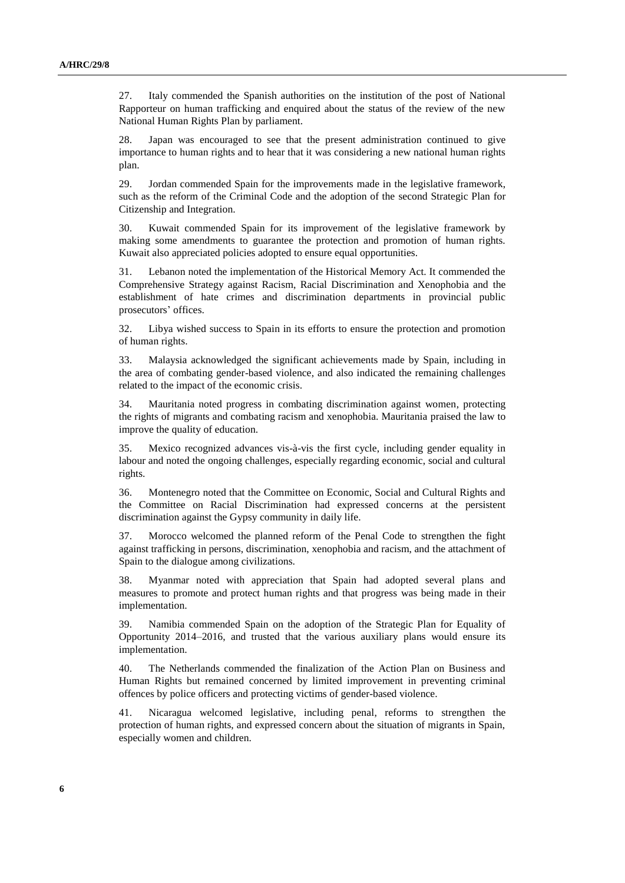27. Italy commended the Spanish authorities on the institution of the post of National Rapporteur on human trafficking and enquired about the status of the review of the new National Human Rights Plan by parliament.

28. Japan was encouraged to see that the present administration continued to give importance to human rights and to hear that it was considering a new national human rights plan.

29. Jordan commended Spain for the improvements made in the legislative framework, such as the reform of the Criminal Code and the adoption of the second Strategic Plan for Citizenship and Integration.

30. Kuwait commended Spain for its improvement of the legislative framework by making some amendments to guarantee the protection and promotion of human rights. Kuwait also appreciated policies adopted to ensure equal opportunities.

31. Lebanon noted the implementation of the Historical Memory Act. It commended the Comprehensive Strategy against Racism, Racial Discrimination and Xenophobia and the establishment of hate crimes and discrimination departments in provincial public prosecutors' offices.

32. Libya wished success to Spain in its efforts to ensure the protection and promotion of human rights.

33. Malaysia acknowledged the significant achievements made by Spain, including in the area of combating gender-based violence, and also indicated the remaining challenges related to the impact of the economic crisis.

34. Mauritania noted progress in combating discrimination against women, protecting the rights of migrants and combating racism and xenophobia. Mauritania praised the law to improve the quality of education.

35. Mexico recognized advances vis-à-vis the first cycle, including gender equality in labour and noted the ongoing challenges, especially regarding economic, social and cultural rights.

36. Montenegro noted that the Committee on Economic, Social and Cultural Rights and the Committee on Racial Discrimination had expressed concerns at the persistent discrimination against the Gypsy community in daily life.

37. Morocco welcomed the planned reform of the Penal Code to strengthen the fight against trafficking in persons, discrimination, xenophobia and racism, and the attachment of Spain to the dialogue among civilizations.

38. Myanmar noted with appreciation that Spain had adopted several plans and measures to promote and protect human rights and that progress was being made in their implementation.

39. Namibia commended Spain on the adoption of the Strategic Plan for Equality of Opportunity 2014–2016, and trusted that the various auxiliary plans would ensure its implementation.

40. The Netherlands commended the finalization of the Action Plan on Business and Human Rights but remained concerned by limited improvement in preventing criminal offences by police officers and protecting victims of gender-based violence.

41. Nicaragua welcomed legislative, including penal, reforms to strengthen the protection of human rights, and expressed concern about the situation of migrants in Spain, especially women and children.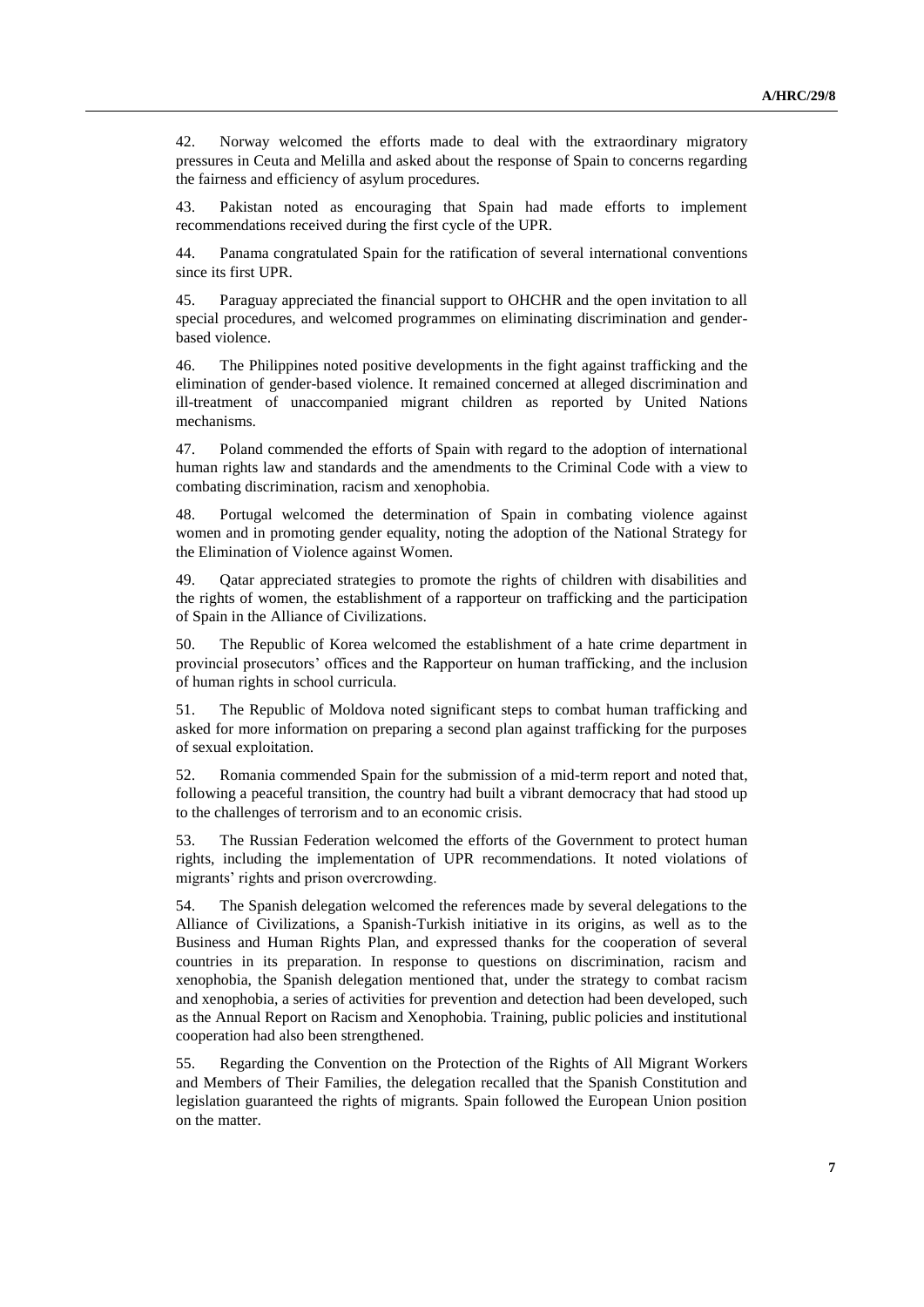42. Norway welcomed the efforts made to deal with the extraordinary migratory pressures in Ceuta and Melilla and asked about the response of Spain to concerns regarding the fairness and efficiency of asylum procedures.

43. Pakistan noted as encouraging that Spain had made efforts to implement recommendations received during the first cycle of the UPR.

44. Panama congratulated Spain for the ratification of several international conventions since its first UPR.

45. Paraguay appreciated the financial support to OHCHR and the open invitation to all special procedures, and welcomed programmes on eliminating discrimination and gender-based violence.

46. The Philippines noted positive developments in the fight against trafficking and the elimination of gender-based violence. It remained concerned at alleged discrimination and ill-treatment of unaccompanied migrant children as reported by United Nations mechanisms.

47. Poland commended the efforts of Spain with regard to the adoption of international human rights law and standards and the amendments to the Criminal Code with a view to combating discrimination, racism and xenophobia.

48. Portugal welcomed the determination of Spain in combating violence against women and in promoting gender equality, noting the adoption of the National Strategy for the Elimination of Violence against Women.

49. Qatar appreciated strategies to promote the rights of children with disabilities and the rights of women, the establishment of a rapporteur on trafficking and the participation of Spain in the Alliance of Civilizations.

50. The Republic of Korea welcomed the establishment of a hate crime department in provincial prosecutors' offices and the Rapporteur on human trafficking, and the inclusion of human rights in school curricula.

51. The Republic of Moldova noted significant steps to combat human trafficking and asked for more information on preparing a second plan against trafficking for the purposes of sexual exploitation.

52. Romania commended Spain for the submission of a mid-term report and noted that, following a peaceful transition, the country had built a vibrant democracy that had stood up to the challenges of terrorism and to an economic crisis.

53. The Russian Federation welcomed the efforts of the Government to protect human rights, including the implementation of UPR recommendations. It noted violations of migrants' rights and prison overcrowding.

54. The Spanish delegation welcomed the references made by several delegations to the Alliance of Civilizations, a Spanish-Turkish initiative in its origins, as well as to the Business and Human Rights Plan, and expressed thanks for the cooperation of several countries in its preparation. In response to questions on discrimination, racism and xenophobia, the Spanish delegation mentioned that, under the strategy to combat racism and xenophobia, a series of activities for prevention and detection had been developed, such as the Annual Report on Racism and Xenophobia. Training, public policies and institutional cooperation had also been strengthened.

55. Regarding the Convention on the Protection of the Rights of All Migrant Workers and Members of Their Families, the delegation recalled that the Spanish Constitution and legislation guaranteed the rights of migrants. Spain followed the European Union position on the matter.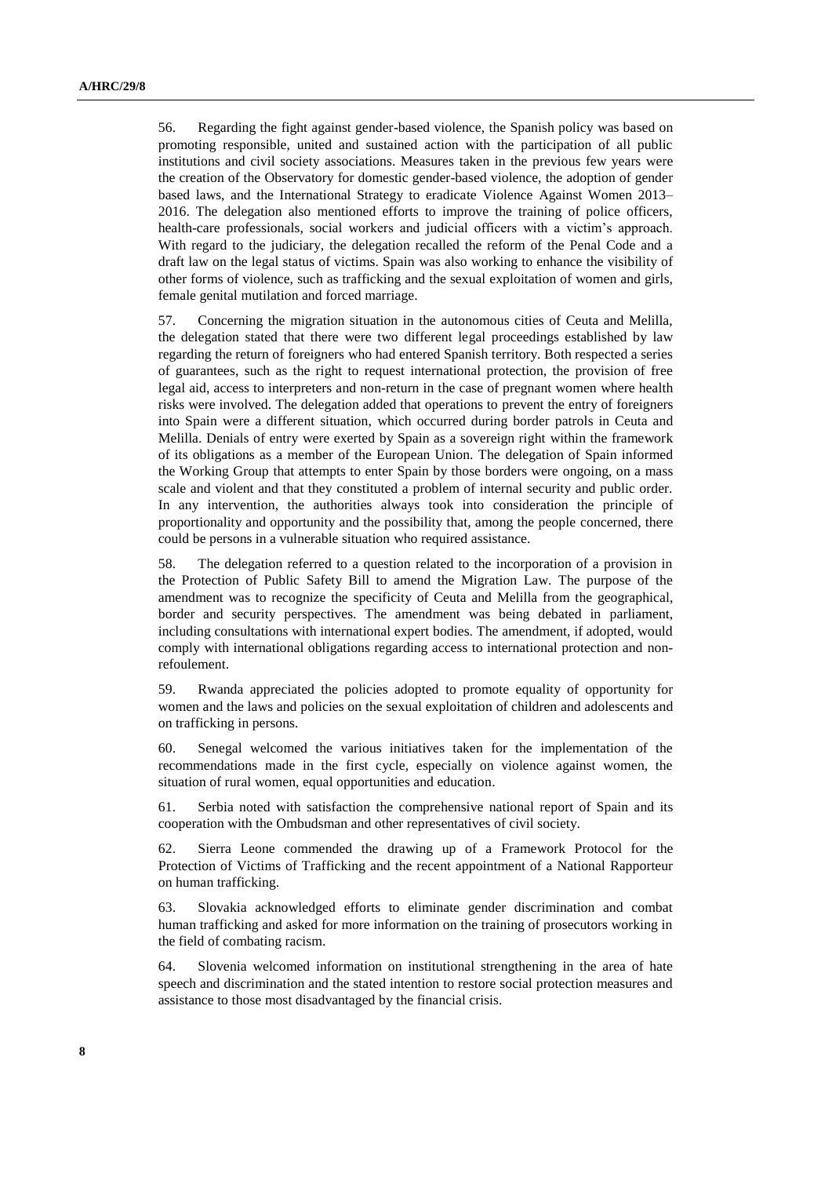56. Regarding the fight against gender-based violence, the Spanish policy was based on promoting responsible, united and sustained action with the participation of all public institutions and civil society associations. Measures taken in the previous few years were the creation of the Observatory for domestic gender-based violence, the adoption of gender based laws, and the International Strategy to eradicate Violence Against Women 2013–2016. The delegation also mentioned efforts to improve the training of police officers, health-care professionals, social workers and judicial officers with a victim's approach. With regard to the judiciary, the delegation recalled the reform of the Penal Code and a draft law on the legal status of victims. Spain was also working to enhance the visibility of other forms of violence, such as trafficking and the sexual exploitation of women and girls, female genital mutilation and forced marriage.

57. Concerning the migration situation in the autonomous cities of Ceuta and Melilla, the delegation stated that there were two different legal proceedings established by law regarding the return of foreigners who had entered Spanish territory. Both respected a series of guarantees, such as the right to request international protection, the provision of free legal aid, access to interpreters and non-return in the case of pregnant women where health risks were involved. The delegation added that operations to prevent the entry of foreigners into Spain were a different situation, which occurred during border patrols in Ceuta and Melilla. Denials of entry were exerted by Spain as a sovereign right within the framework of its obligations as a member of the European Union. The delegation of Spain informed the Working Group that attempts to enter Spain by those borders were ongoing, on a mass scale and violent and that they constituted a problem of internal security and public order. In any intervention, the authorities always took into consideration the principle of proportionality and opportunity and the possibility that, among the people concerned, there could be persons in a vulnerable situation who required assistance.

58. The delegation referred to a question related to the incorporation of a provision in the Protection of Public Safety Bill to amend the Migration Law. The purpose of the amendment was to recognize the specificity of Ceuta and Melilla from the geographical, border and security perspectives. The amendment was being debated in parliament, including consultations with international expert bodies. The amendment, if adopted, would comply with international obligations regarding access to international protection and non-refoulement.

59. Rwanda appreciated the policies adopted to promote equality of opportunity for women and the laws and policies on the sexual exploitation of children and adolescents and on trafficking in persons.

60. Senegal welcomed the various initiatives taken for the implementation of the recommendations made in the first cycle, especially on violence against women, the situation of rural women, equal opportunities and education.

61. Serbia noted with satisfaction the comprehensive national report of Spain and its cooperation with the Ombudsman and other representatives of civil society.

62. Sierra Leone commended the drawing up of a Framework Protocol for the Protection of Victims of Trafficking and the recent appointment of a National Rapporteur on human trafficking.

63. Slovakia acknowledged efforts to eliminate gender discrimination and combat human trafficking and asked for more information on the training of prosecutors working in the field of combating racism.

64. Slovenia welcomed information on institutional strengthening in the area of hate speech and discrimination and the stated intention to restore social protection measures and assistance to those most disadvantaged by the financial crisis.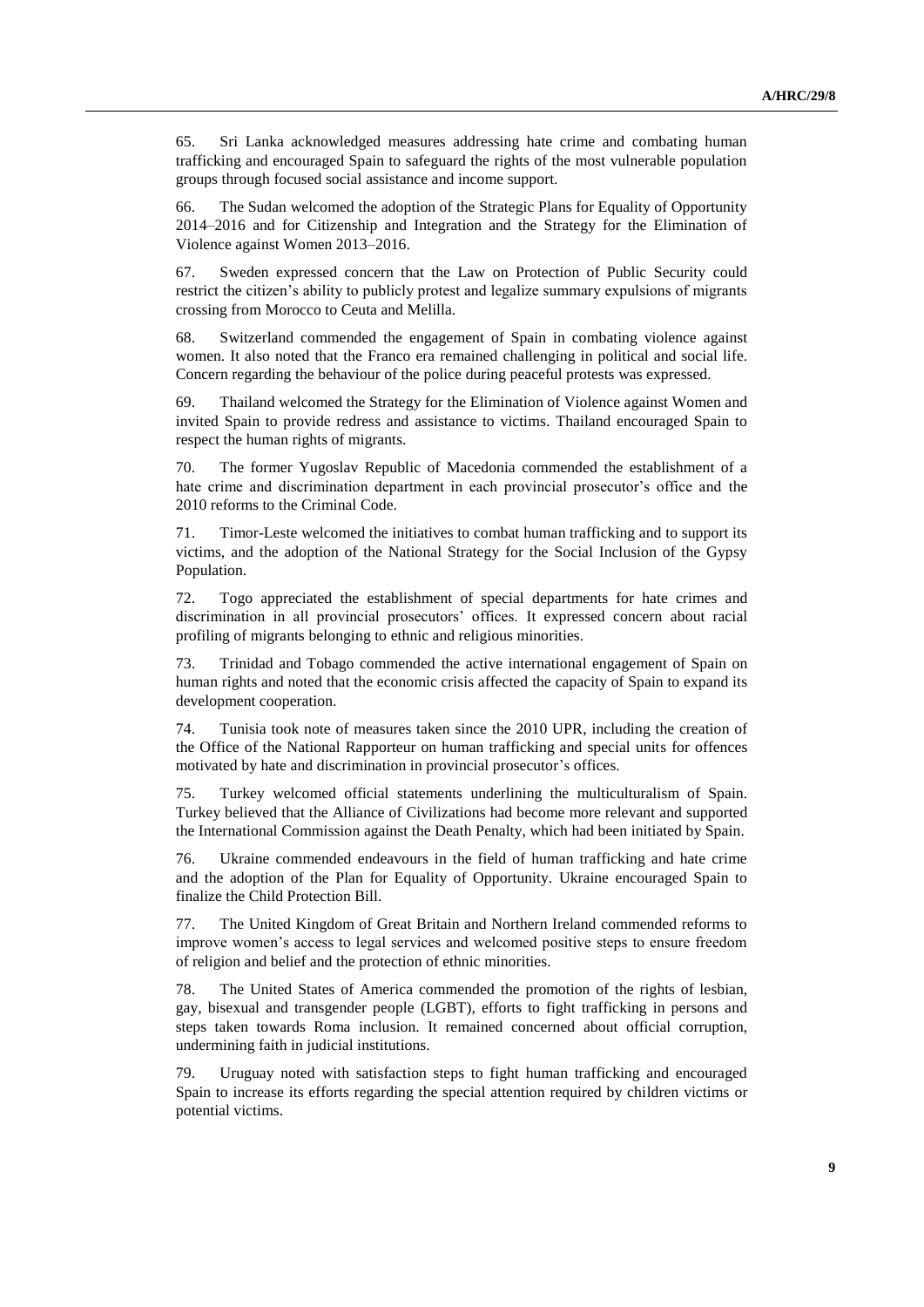65. Sri Lanka acknowledged measures addressing hate crime and combating human trafficking and encouraged Spain to safeguard the rights of the most vulnerable population groups through focused social assistance and income support.

66. The Sudan welcomed the adoption of the Strategic Plans for Equality of Opportunity 2014–2016 and for Citizenship and Integration and the Strategy for the Elimination of Violence against Women 2013–2016.

67. Sweden expressed concern that the Law on Protection of Public Security could restrict the citizen's ability to publicly protest and legalize summary expulsions of migrants crossing from Morocco to Ceuta and Melilla.

68. Switzerland commended the engagement of Spain in combating violence against women. It also noted that the Franco era remained challenging in political and social life. Concern regarding the behaviour of the police during peaceful protests was expressed.

69. Thailand welcomed the Strategy for the Elimination of Violence against Women and invited Spain to provide redress and assistance to victims. Thailand encouraged Spain to respect the human rights of migrants.

70. The former Yugoslav Republic of Macedonia commended the establishment of a hate crime and discrimination department in each provincial prosecutor's office and the 2010 reforms to the Criminal Code.

71. Timor-Leste welcomed the initiatives to combat human trafficking and to support its victims, and the adoption of the National Strategy for the Social Inclusion of the Gypsy Population.

72. Togo appreciated the establishment of special departments for hate crimes and discrimination in all provincial prosecutors' offices. It expressed concern about racial profiling of migrants belonging to ethnic and religious minorities.

73. Trinidad and Tobago commended the active international engagement of Spain on human rights and noted that the economic crisis affected the capacity of Spain to expand its development cooperation.

74. Tunisia took note of measures taken since the 2010 UPR, including the creation of the Office of the National Rapporteur on human trafficking and special units for offences motivated by hate and discrimination in provincial prosecutor's offices.

75. Turkey welcomed official statements underlining the multiculturalism of Spain. Turkey believed that the Alliance of Civilizations had become more relevant and supported the International Commission against the Death Penalty, which had been initiated by Spain.

76. Ukraine commended endeavours in the field of human trafficking and hate crime and the adoption of the Plan for Equality of Opportunity. Ukraine encouraged Spain to finalize the Child Protection Bill.

77. The United Kingdom of Great Britain and Northern Ireland commended reforms to improve women's access to legal services and welcomed positive steps to ensure freedom of religion and belief and the protection of ethnic minorities.

78. The United States of America commended the promotion of the rights of lesbian, gay, bisexual and transgender people (LGBT), efforts to fight trafficking in persons and steps taken towards Roma inclusion. It remained concerned about official corruption, undermining faith in judicial institutions.

79. Uruguay noted with satisfaction steps to fight human trafficking and encouraged Spain to increase its efforts regarding the special attention required by children victims or potential victims.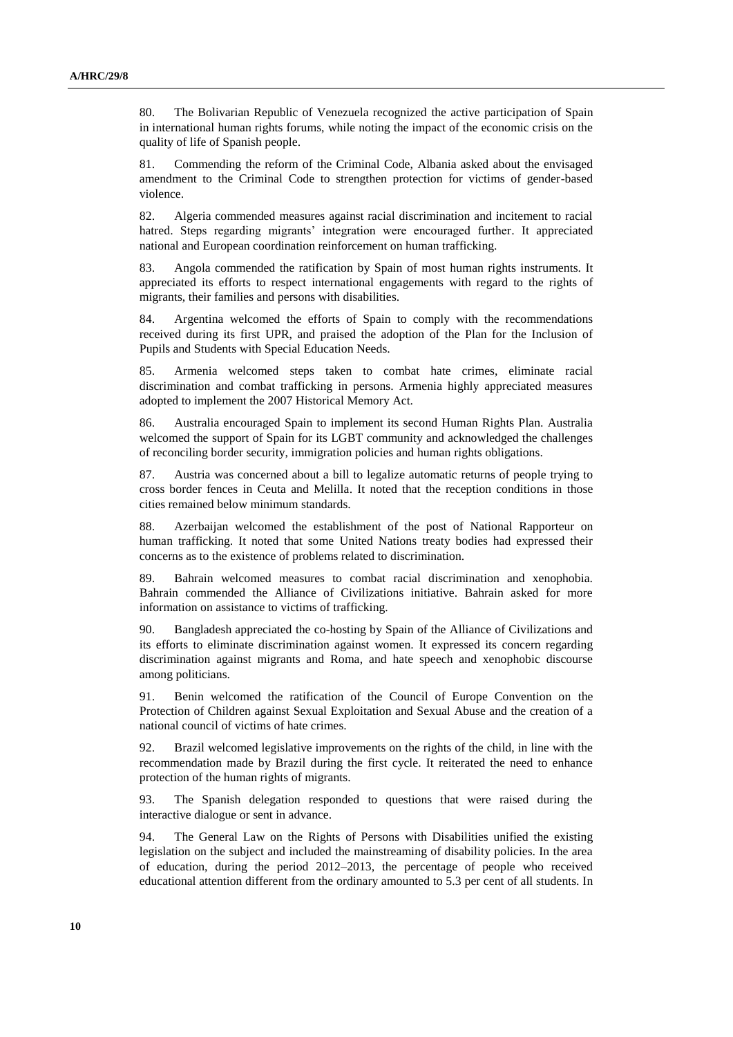80. The Bolivarian Republic of Venezuela recognized the active participation of Spain in international human rights forums, while noting the impact of the economic crisis on the quality of life of Spanish people.

81. Commending the reform of the Criminal Code, Albania asked about the envisaged amendment to the Criminal Code to strengthen protection for victims of gender-based violence.

82. Algeria commended measures against racial discrimination and incitement to racial hatred. Steps regarding migrants' integration were encouraged further. It appreciated national and European coordination reinforcement on human trafficking.

83. Angola commended the ratification by Spain of most human rights instruments. It appreciated its efforts to respect international engagements with regard to the rights of migrants, their families and persons with disabilities.

84. Argentina welcomed the efforts of Spain to comply with the recommendations received during its first UPR, and praised the adoption of the Plan for the Inclusion of Pupils and Students with Special Education Needs.

85. Armenia welcomed steps taken to combat hate crimes, eliminate racial discrimination and combat trafficking in persons. Armenia highly appreciated measures adopted to implement the 2007 Historical Memory Act.

86. Australia encouraged Spain to implement its second Human Rights Plan. Australia welcomed the support of Spain for its LGBT community and acknowledged the challenges of reconciling border security, immigration policies and human rights obligations.

87. Austria was concerned about a bill to legalize automatic returns of people trying to cross border fences in Ceuta and Melilla. It noted that the reception conditions in those cities remained below minimum standards.

88. Azerbaijan welcomed the establishment of the post of National Rapporteur on human trafficking. It noted that some United Nations treaty bodies had expressed their concerns as to the existence of problems related to discrimination.

89. Bahrain welcomed measures to combat racial discrimination and xenophobia. Bahrain commended the Alliance of Civilizations initiative. Bahrain asked for more information on assistance to victims of trafficking.

90. Bangladesh appreciated the co-hosting by Spain of the Alliance of Civilizations and its efforts to eliminate discrimination against women. It expressed its concern regarding discrimination against migrants and Roma, and hate speech and xenophobic discourse among politicians.

91. Benin welcomed the ratification of the Council of Europe Convention on the Protection of Children against Sexual Exploitation and Sexual Abuse and the creation of a national council of victims of hate crimes.

92. Brazil welcomed legislative improvements on the rights of the child, in line with the recommendation made by Brazil during the first cycle. It reiterated the need to enhance protection of the human rights of migrants.

93. The Spanish delegation responded to questions that were raised during the interactive dialogue or sent in advance.

94. The General Law on the Rights of Persons with Disabilities unified the existing legislation on the subject and included the mainstreaming of disability policies. In the area of education, during the period 2012–2013, the percentage of people who received educational attention different from the ordinary amounted to 5.3 per cent of all students. In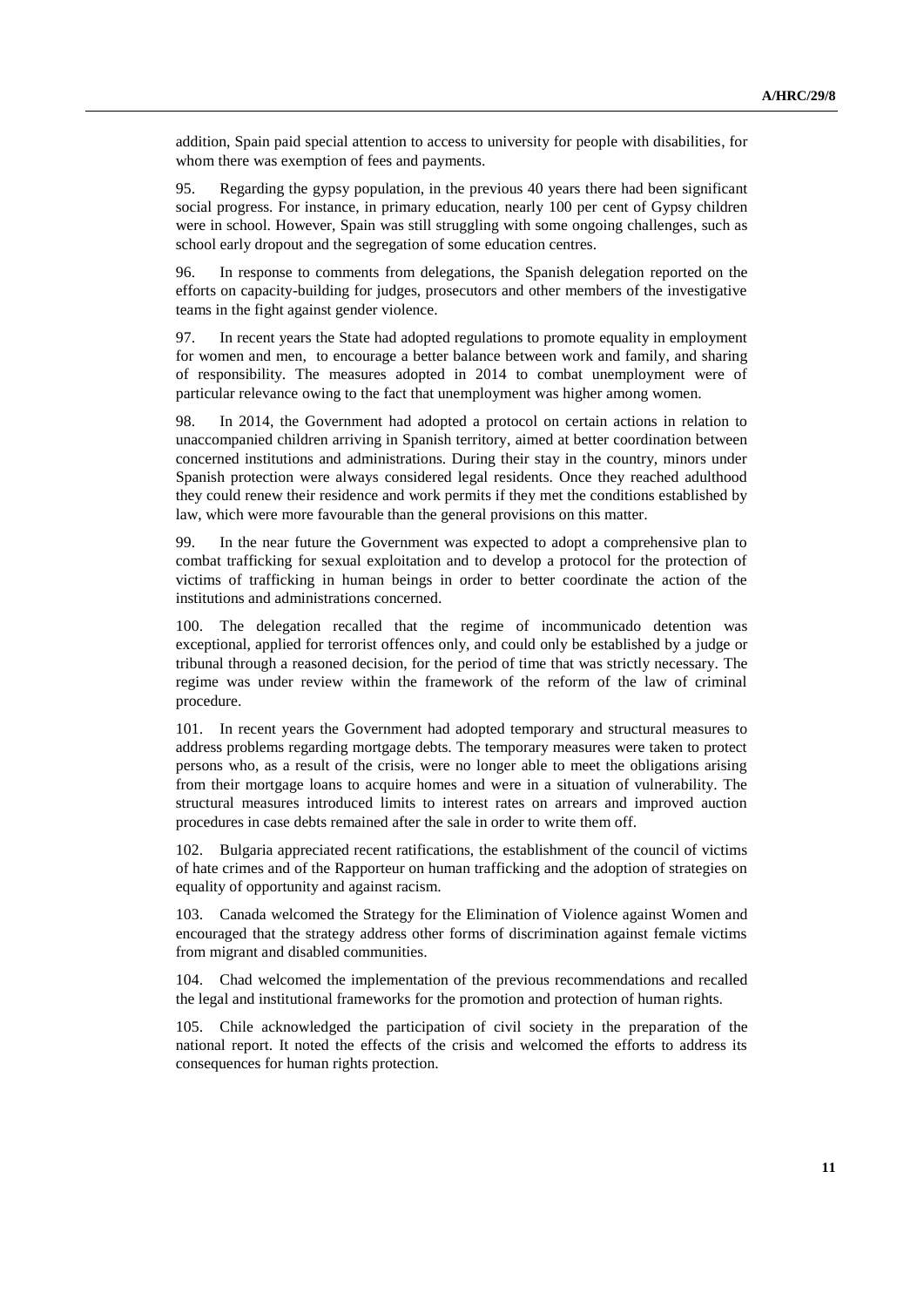addition, Spain paid special attention to access to university for people with disabilities, for whom there was exemption of fees and payments.

95. Regarding the gypsy population, in the previous 40 years there had been significant social progress. For instance, in primary education, nearly 100 per cent of Gypsy children were in school. However, Spain was still struggling with some ongoing challenges, such as school early dropout and the segregation of some education centres.

96. In response to comments from delegations, the Spanish delegation reported on the efforts on capacity-building for judges, prosecutors and other members of the investigative teams in the fight against gender violence.

97. In recent years the State had adopted regulations to promote equality in employment for women and men, to encourage a better balance between work and family, and sharing of responsibility. The measures adopted in 2014 to combat unemployment were of particular relevance owing to the fact that unemployment was higher among women.

98. In 2014, the Government had adopted a protocol on certain actions in relation to unaccompanied children arriving in Spanish territory, aimed at better coordination between concerned institutions and administrations. During their stay in the country, minors under Spanish protection were always considered legal residents. Once they reached adulthood they could renew their residence and work permits if they met the conditions established by law, which were more favourable than the general provisions on this matter.

99. In the near future the Government was expected to adopt a comprehensive plan to combat trafficking for sexual exploitation and to develop a protocol for the protection of victims of trafficking in human beings in order to better coordinate the action of the institutions and administrations concerned.

100. The delegation recalled that the regime of incommunicado detention was exceptional, applied for terrorist offences only, and could only be established by a judge or tribunal through a reasoned decision, for the period of time that was strictly necessary. The regime was under review within the framework of the reform of the law of criminal procedure.

101. In recent years the Government had adopted temporary and structural measures to address problems regarding mortgage debts. The temporary measures were taken to protect persons who, as a result of the crisis, were no longer able to meet the obligations arising from their mortgage loans to acquire homes and were in a situation of vulnerability. The structural measures introduced limits to interest rates on arrears and improved auction procedures in case debts remained after the sale in order to write them off.

102. Bulgaria appreciated recent ratifications, the establishment of the council of victims of hate crimes and of the Rapporteur on human trafficking and the adoption of strategies on equality of opportunity and against racism.

103. Canada welcomed the Strategy for the Elimination of Violence against Women and encouraged that the strategy address other forms of discrimination against female victims from migrant and disabled communities.

104. Chad welcomed the implementation of the previous recommendations and recalled the legal and institutional frameworks for the promotion and protection of human rights.

105. Chile acknowledged the participation of civil society in the preparation of the national report. It noted the effects of the crisis and welcomed the efforts to address its consequences for human rights protection.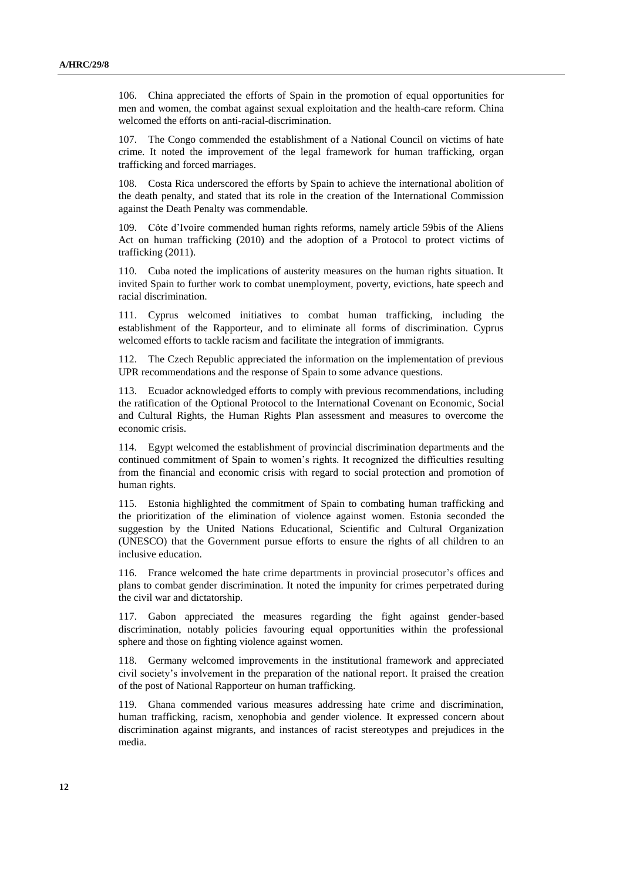106. China appreciated the efforts of Spain in the promotion of equal opportunities for men and women, the combat against sexual exploitation and the health-care reform. China welcomed the efforts on anti-racial-discrimination.

107. The Congo commended the establishment of a National Council on victims of hate crime. It noted the improvement of the legal framework for human trafficking, organ trafficking and forced marriages.

108. Costa Rica underscored the efforts by Spain to achieve the international abolition of the death penalty, and stated that its role in the creation of the International Commission against the Death Penalty was commendable.

109. Côte d'Ivoire commended human rights reforms, namely article 59bis of the Aliens Act on human trafficking (2010) and the adoption of a Protocol to protect victims of trafficking (2011).

110. Cuba noted the implications of austerity measures on the human rights situation. It invited Spain to further work to combat unemployment, poverty, evictions, hate speech and racial discrimination.

111. Cyprus welcomed initiatives to combat human trafficking, including the establishment of the Rapporteur, and to eliminate all forms of discrimination. Cyprus welcomed efforts to tackle racism and facilitate the integration of immigrants.

112. The Czech Republic appreciated the information on the implementation of previous UPR recommendations and the response of Spain to some advance questions.

113. Ecuador acknowledged efforts to comply with previous recommendations, including the ratification of the Optional Protocol to the International Covenant on Economic, Social and Cultural Rights, the Human Rights Plan assessment and measures to overcome the economic crisis.

114. Egypt welcomed the establishment of provincial discrimination departments and the continued commitment of Spain to women's rights. It recognized the difficulties resulting from the financial and economic crisis with regard to social protection and promotion of human rights.

115. Estonia highlighted the commitment of Spain to combating human trafficking and the prioritization of the elimination of violence against women. Estonia seconded the suggestion by the United Nations Educational, Scientific and Cultural Organization (UNESCO) that the Government pursue efforts to ensure the rights of all children to an inclusive education.

116. France welcomed the hate crime departments in provincial prosecutor's offices and plans to combat gender discrimination. It noted the impunity for crimes perpetrated during the civil war and dictatorship.

117. Gabon appreciated the measures regarding the fight against gender-based discrimination, notably policies favouring equal opportunities within the professional sphere and those on fighting violence against women.

118. Germany welcomed improvements in the institutional framework and appreciated civil society's involvement in the preparation of the national report. It praised the creation of the post of National Rapporteur on human trafficking.

119. Ghana commended various measures addressing hate crime and discrimination, human trafficking, racism, xenophobia and gender violence. It expressed concern about discrimination against migrants, and instances of racist stereotypes and prejudices in the media.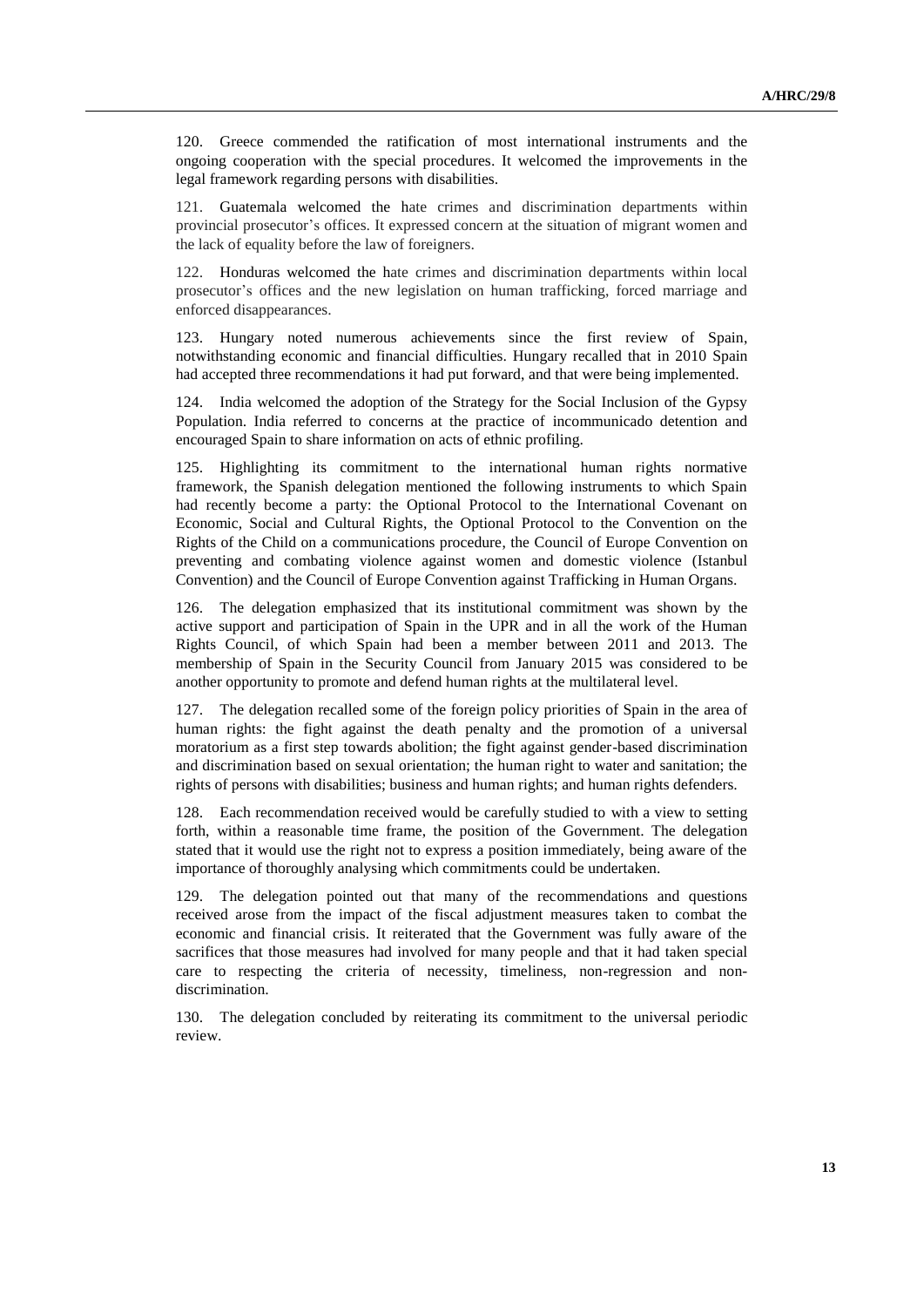120. Greece commended the ratification of most international instruments and the ongoing cooperation with the special procedures. It welcomed the improvements in the legal framework regarding persons with disabilities.

121. Guatemala welcomed the hate crimes and discrimination departments within provincial prosecutor's offices. It expressed concern at the situation of migrant women and the lack of equality before the law of foreigners.

122. Honduras welcomed the hate crimes and discrimination departments within local prosecutor's offices and the new legislation on human trafficking, forced marriage and enforced disappearances.

123. Hungary noted numerous achievements since the first review of Spain, notwithstanding economic and financial difficulties. Hungary recalled that in 2010 Spain had accepted three recommendations it had put forward, and that were being implemented.

124. India welcomed the adoption of the Strategy for the Social Inclusion of the Gypsy Population. India referred to concerns at the practice of incommunicado detention and encouraged Spain to share information on acts of ethnic profiling.

125. Highlighting its commitment to the international human rights normative framework, the Spanish delegation mentioned the following instruments to which Spain had recently become a party: the Optional Protocol to the International Covenant on Economic, Social and Cultural Rights, the Optional Protocol to the Convention on the Rights of the Child on a communications procedure, the Council of Europe Convention on preventing and combating violence against women and domestic violence (Istanbul Convention) and the Council of Europe Convention against Trafficking in Human Organs.

126. The delegation emphasized that its institutional commitment was shown by the active support and participation of Spain in the UPR and in all the work of the Human Rights Council, of which Spain had been a member between 2011 and 2013. The membership of Spain in the Security Council from January 2015 was considered to be another opportunity to promote and defend human rights at the multilateral level.

127. The delegation recalled some of the foreign policy priorities of Spain in the area of human rights: the fight against the death penalty and the promotion of a universal moratorium as a first step towards abolition; the fight against gender-based discrimination and discrimination based on sexual orientation; the human right to water and sanitation; the rights of persons with disabilities; business and human rights; and human rights defenders.

128. Each recommendation received would be carefully studied to with a view to setting forth, within a reasonable time frame, the position of the Government. The delegation stated that it would use the right not to express a position immediately, being aware of the importance of thoroughly analysing which commitments could be undertaken.

129. The delegation pointed out that many of the recommendations and questions received arose from the impact of the fiscal adjustment measures taken to combat the economic and financial crisis. It reiterated that the Government was fully aware of the sacrifices that those measures had involved for many people and that it had taken special care to respecting the criteria of necessity, timeliness, non-regression and non-discrimination.

130. The delegation concluded by reiterating its commitment to the universal periodic review.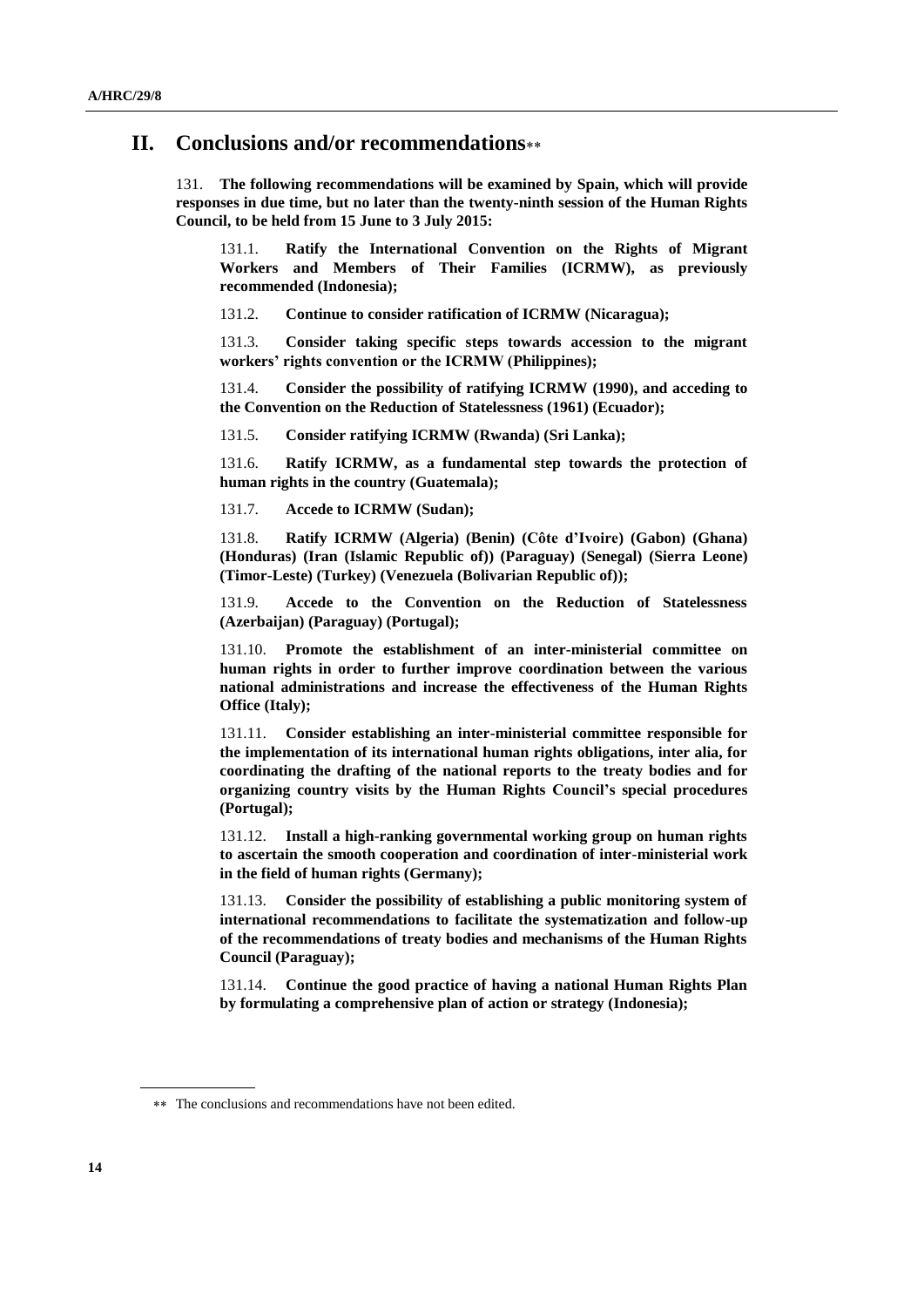# II. Conclusions and/or recommendations[\*\*]

131. **The following recommendations will be examined by Spain, which will provide responses in due time, but no later than the twenty-ninth session of the Human Rights Council, to be held from 15 June to 3 July 2015:**

131.1. **Ratify the International Convention on the Rights of Migrant Workers and Members of Their Families (ICRMW), as previously recommended (Indonesia);**

131.2. **Continue to consider ratification of ICRMW (Nicaragua);**

131.3. **Consider taking specific steps towards accession to the migrant workers' rights convention or the ICRMW (Philippines);**

131.4. **Consider the possibility of ratifying ICRMW (1990), and acceding to the Convention on the Reduction of Statelessness (1961) (Ecuador);**

131.5. **Consider ratifying ICRMW (Rwanda) (Sri Lanka);**

131.6. **Ratify ICRMW, as a fundamental step towards the protection of human rights in the country (Guatemala);**

131.7. **Accede to ICRMW (Sudan);**

131.8. **Ratify ICRMW (Algeria) (Benin) (Côte d'Ivoire) (Gabon) (Ghana) (Honduras) (Iran (Islamic Republic of)) (Paraguay) (Senegal) (Sierra Leone) (Timor-Leste) (Turkey) (Venezuela (Bolivarian Republic of));**

131.9. **Accede to the Convention on the Reduction of Statelessness (Azerbaijan) (Paraguay) (Portugal);**

131.10. **Promote the establishment of an inter-ministerial committee on human rights in order to further improve coordination between the various national administrations and increase the effectiveness of the Human Rights Office (Italy);**

131.11. **Consider establishing an inter-ministerial committee responsible for the implementation of its international human rights obligations, inter alia, for coordinating the drafting of the national reports to the treaty bodies and for organizing country visits by the Human Rights Council's special procedures (Portugal);**

131.12. **Install a high-ranking governmental working group on human rights to ascertain the smooth cooperation and coordination of inter-ministerial work in the field of human rights (Germany);**

131.13. **Consider the possibility of establishing a public monitoring system of international recommendations to facilitate the systematization and follow-up of the recommendations of treaty bodies and mechanisms of the Human Rights Council (Paraguay);**

131.14. **Continue the good practice of having a national Human Rights Plan by formulating a comprehensive plan of action or strategy (Indonesia);**

---

[\*\*] The conclusions and recommendations have not been edited.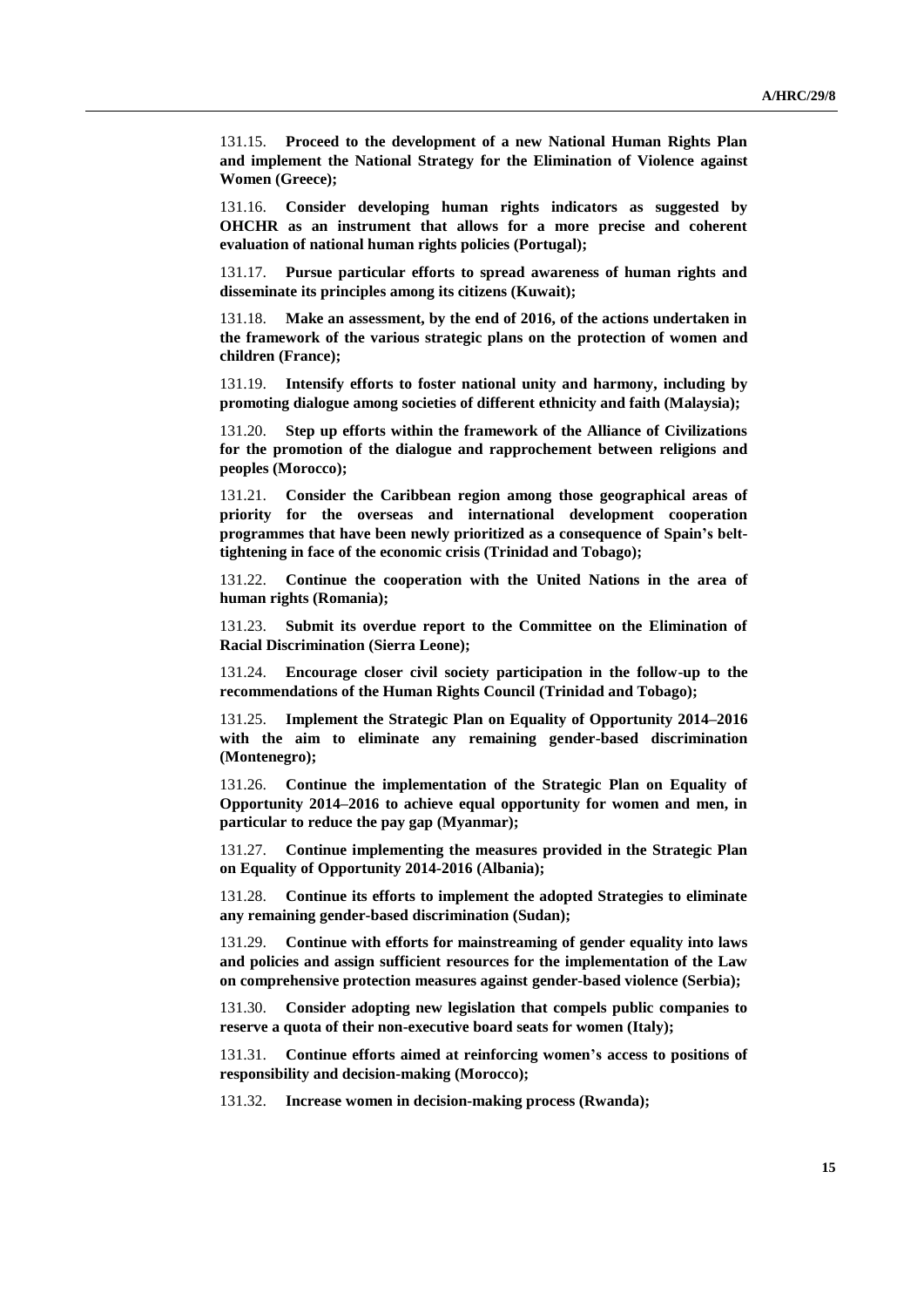131.15. **Proceed to the development of a new National Human Rights Plan and implement the National Strategy for the Elimination of Violence against Women (Greece);**

131.16. **Consider developing human rights indicators as suggested by OHCHR as an instrument that allows for a more precise and coherent evaluation of national human rights policies (Portugal);**

131.17. **Pursue particular efforts to spread awareness of human rights and disseminate its principles among its citizens (Kuwait);**

131.18. **Make an assessment, by the end of 2016, of the actions undertaken in the framework of the various strategic plans on the protection of women and children (France);**

131.19. **Intensify efforts to foster national unity and harmony, including by promoting dialogue among societies of different ethnicity and faith (Malaysia);**

131.20. **Step up efforts within the framework of the Alliance of Civilizations for the promotion of the dialogue and rapprochement between religions and peoples (Morocco);**

131.21. **Consider the Caribbean region among those geographical areas of priority for the overseas and international development cooperation programmes that have been newly prioritized as a consequence of Spain's belt-tightening in face of the economic crisis (Trinidad and Tobago);**

131.22. **Continue the cooperation with the United Nations in the area of human rights (Romania);**

131.23. **Submit its overdue report to the Committee on the Elimination of Racial Discrimination (Sierra Leone);**

131.24. **Encourage closer civil society participation in the follow-up to the recommendations of the Human Rights Council (Trinidad and Tobago);**

131.25. **Implement the Strategic Plan on Equality of Opportunity 2014–2016 with the aim to eliminate any remaining gender-based discrimination (Montenegro);**

131.26. **Continue the implementation of the Strategic Plan on Equality of Opportunity 2014–2016 to achieve equal opportunity for women and men, in particular to reduce the pay gap (Myanmar);**

131.27. **Continue implementing the measures provided in the Strategic Plan on Equality of Opportunity 2014-2016 (Albania);**

131.28. **Continue its efforts to implement the adopted Strategies to eliminate any remaining gender-based discrimination (Sudan);**

131.29. **Continue with efforts for mainstreaming of gender equality into laws and policies and assign sufficient resources for the implementation of the Law on comprehensive protection measures against gender-based violence (Serbia);**

131.30. **Consider adopting new legislation that compels public companies to reserve a quota of their non-executive board seats for women (Italy);**

131.31. **Continue efforts aimed at reinforcing women's access to positions of responsibility and decision-making (Morocco);**

131.32. **Increase women in decision-making process (Rwanda);**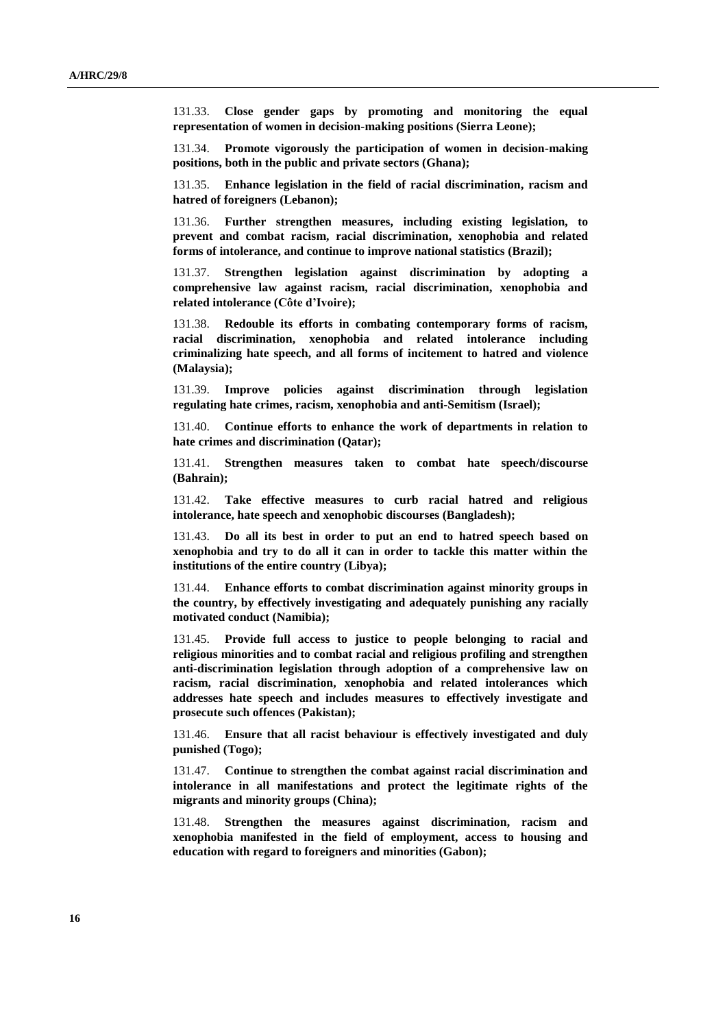131.33. **Close gender gaps by promoting and monitoring the equal representation of women in decision-making positions (Sierra Leone);**

131.34. **Promote vigorously the participation of women in decision-making positions, both in the public and private sectors (Ghana);**

131.35. **Enhance legislation in the field of racial discrimination, racism and hatred of foreigners (Lebanon);**

131.36. **Further strengthen measures, including existing legislation, to prevent and combat racism, racial discrimination, xenophobia and related forms of intolerance, and continue to improve national statistics (Brazil);**

131.37. **Strengthen legislation against discrimination by adopting a comprehensive law against racism, racial discrimination, xenophobia and related intolerance (Côte d'Ivoire);**

131.38. **Redouble its efforts in combating contemporary forms of racism, racial discrimination, xenophobia and related intolerance including criminalizing hate speech, and all forms of incitement to hatred and violence (Malaysia);**

131.39. **Improve policies against discrimination through legislation regulating hate crimes, racism, xenophobia and anti-Semitism (Israel);**

131.40. **Continue efforts to enhance the work of departments in relation to hate crimes and discrimination (Qatar);**

131.41. **Strengthen measures taken to combat hate speech/discourse (Bahrain);**

131.42. **Take effective measures to curb racial hatred and religious intolerance, hate speech and xenophobic discourses (Bangladesh);**

131.43. **Do all its best in order to put an end to hatred speech based on xenophobia and try to do all it can in order to tackle this matter within the institutions of the entire country (Libya);**

131.44. **Enhance efforts to combat discrimination against minority groups in the country, by effectively investigating and adequately punishing any racially motivated conduct (Namibia);**

131.45. **Provide full access to justice to people belonging to racial and religious minorities and to combat racial and religious profiling and strengthen anti-discrimination legislation through adoption of a comprehensive law on racism, racial discrimination, xenophobia and related intolerances which addresses hate speech and includes measures to effectively investigate and prosecute such offences (Pakistan);**

131.46. **Ensure that all racist behaviour is effectively investigated and duly punished (Togo);**

131.47. **Continue to strengthen the combat against racial discrimination and intolerance in all manifestations and protect the legitimate rights of the migrants and minority groups (China);**

131.48. **Strengthen the measures against discrimination, racism and xenophobia manifested in the field of employment, access to housing and education with regard to foreigners and minorities (Gabon);**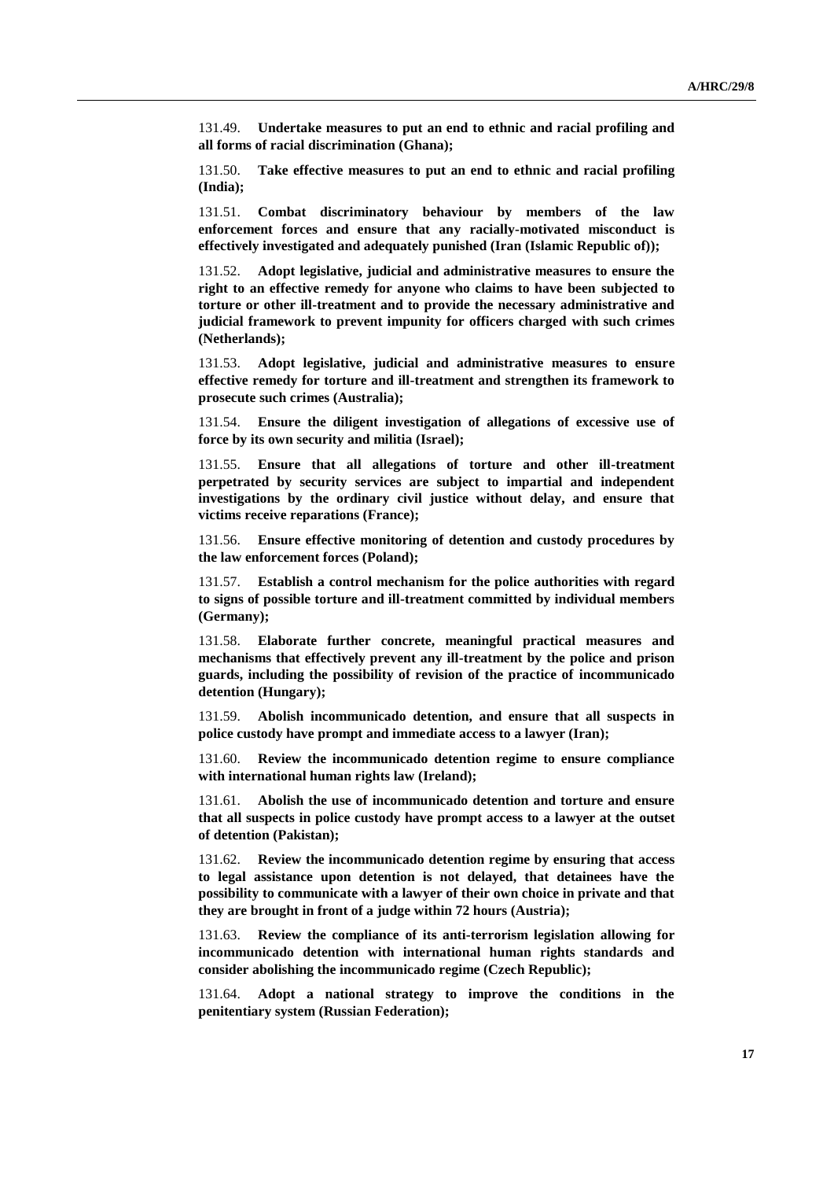131.49. **Undertake measures to put an end to ethnic and racial profiling and all forms of racial discrimination (Ghana);**

131.50. **Take effective measures to put an end to ethnic and racial profiling (India);**

131.51. **Combat discriminatory behaviour by members of the law enforcement forces and ensure that any racially-motivated misconduct is effectively investigated and adequately punished (Iran (Islamic Republic of));**

131.52. **Adopt legislative, judicial and administrative measures to ensure the right to an effective remedy for anyone who claims to have been subjected to torture or other ill-treatment and to provide the necessary administrative and judicial framework to prevent impunity for officers charged with such crimes (Netherlands);**

131.53. **Adopt legislative, judicial and administrative measures to ensure effective remedy for torture and ill-treatment and strengthen its framework to prosecute such crimes (Australia);**

131.54. **Ensure the diligent investigation of allegations of excessive use of force by its own security and militia (Israel);**

131.55. **Ensure that all allegations of torture and other ill-treatment perpetrated by security services are subject to impartial and independent investigations by the ordinary civil justice without delay, and ensure that victims receive reparations (France);**

131.56. **Ensure effective monitoring of detention and custody procedures by the law enforcement forces (Poland);**

131.57. **Establish a control mechanism for the police authorities with regard to signs of possible torture and ill-treatment committed by individual members (Germany);**

131.58. **Elaborate further concrete, meaningful practical measures and mechanisms that effectively prevent any ill-treatment by the police and prison guards, including the possibility of revision of the practice of incommunicado detention (Hungary);**

131.59. **Abolish incommunicado detention, and ensure that all suspects in police custody have prompt and immediate access to a lawyer (Iran);**

131.60. **Review the incommunicado detention regime to ensure compliance with international human rights law (Ireland);**

131.61. **Abolish the use of incommunicado detention and torture and ensure that all suspects in police custody have prompt access to a lawyer at the outset of detention (Pakistan);**

131.62. **Review the incommunicado detention regime by ensuring that access to legal assistance upon detention is not delayed, that detainees have the possibility to communicate with a lawyer of their own choice in private and that they are brought in front of a judge within 72 hours (Austria);**

131.63. **Review the compliance of its anti-terrorism legislation allowing for incommunicado detention with international human rights standards and consider abolishing the incommunicado regime (Czech Republic);**

131.64. **Adopt a national strategy to improve the conditions in the penitentiary system (Russian Federation);**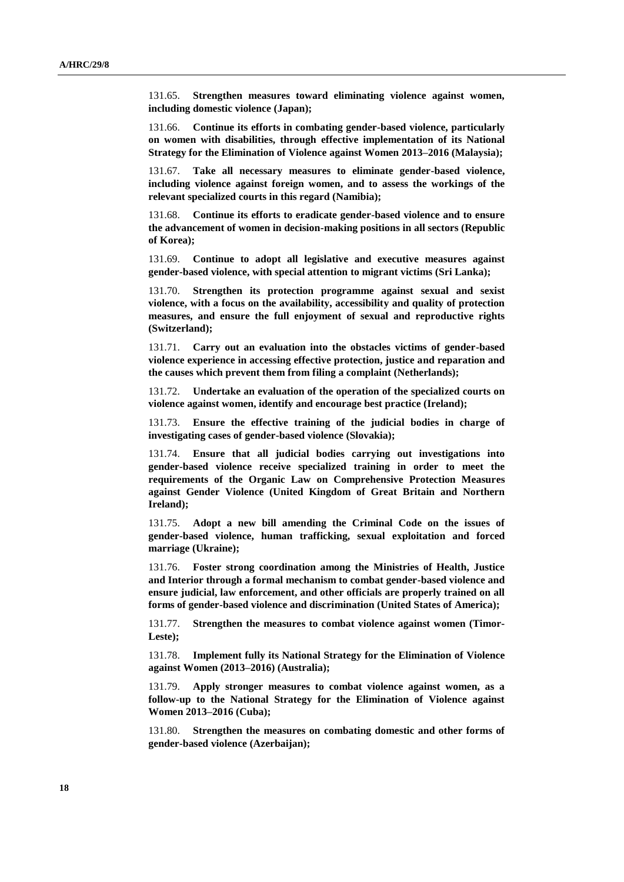131.65. **Strengthen measures toward eliminating violence against women, including domestic violence (Japan);**

131.66. **Continue its efforts in combating gender-based violence, particularly on women with disabilities, through effective implementation of its National Strategy for the Elimination of Violence against Women 2013–2016 (Malaysia);**

131.67. **Take all necessary measures to eliminate gender-based violence, including violence against foreign women, and to assess the workings of the relevant specialized courts in this regard (Namibia);**

131.68. **Continue its efforts to eradicate gender-based violence and to ensure the advancement of women in decision-making positions in all sectors (Republic of Korea);**

131.69. **Continue to adopt all legislative and executive measures against gender-based violence, with special attention to migrant victims (Sri Lanka);**

131.70. **Strengthen its protection programme against sexual and sexist violence, with a focus on the availability, accessibility and quality of protection measures, and ensure the full enjoyment of sexual and reproductive rights (Switzerland);**

131.71. **Carry out an evaluation into the obstacles victims of gender-based violence experience in accessing effective protection, justice and reparation and the causes which prevent them from filing a complaint (Netherlands);**

131.72. **Undertake an evaluation of the operation of the specialized courts on violence against women, identify and encourage best practice (Ireland);**

131.73. **Ensure the effective training of the judicial bodies in charge of investigating cases of gender-based violence (Slovakia);**

131.74. **Ensure that all judicial bodies carrying out investigations into gender-based violence receive specialized training in order to meet the requirements of the Organic Law on Comprehensive Protection Measures against Gender Violence (United Kingdom of Great Britain and Northern Ireland);**

131.75. **Adopt a new bill amending the Criminal Code on the issues of gender-based violence, human trafficking, sexual exploitation and forced marriage (Ukraine);**

131.76. **Foster strong coordination among the Ministries of Health, Justice and Interior through a formal mechanism to combat gender-based violence and ensure judicial, law enforcement, and other officials are properly trained on all forms of gender-based violence and discrimination (United States of America);**

131.77. **Strengthen the measures to combat violence against women (Timor-Leste);**

131.78. **Implement fully its National Strategy for the Elimination of Violence against Women (2013–2016) (Australia);**

131.79. **Apply stronger measures to combat violence against women, as a follow-up to the National Strategy for the Elimination of Violence against Women 2013–2016 (Cuba);**

131.80. **Strengthen the measures on combating domestic and other forms of gender-based violence (Azerbaijan);**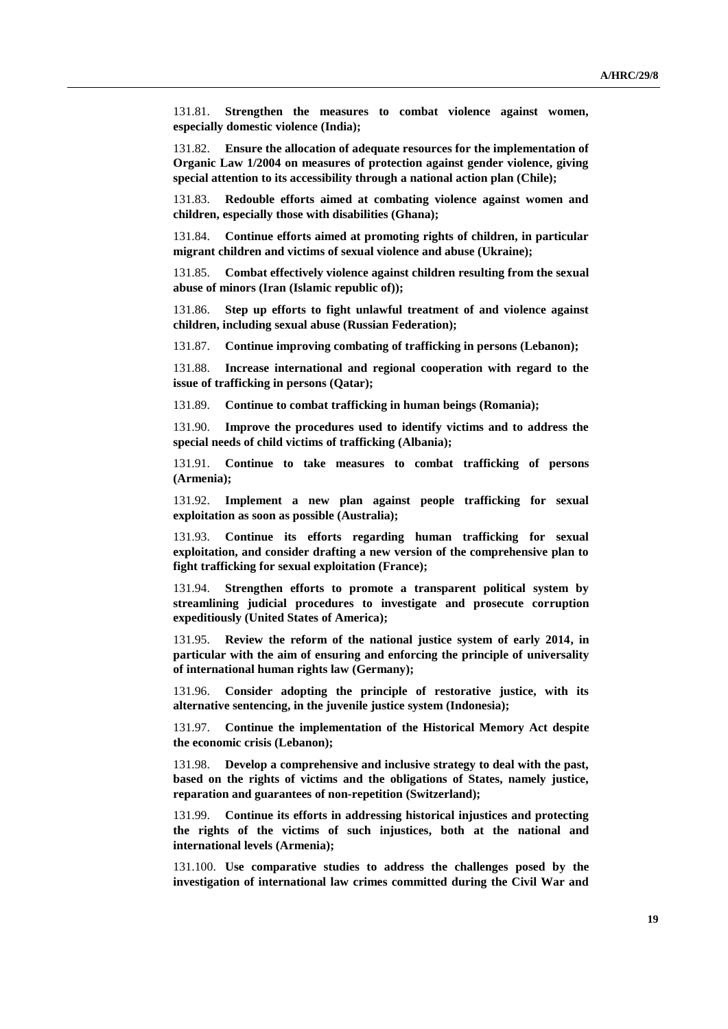131.81. **Strengthen the measures to combat violence against women, especially domestic violence (India);**

131.82. **Ensure the allocation of adequate resources for the implementation of Organic Law 1/2004 on measures of protection against gender violence, giving special attention to its accessibility through a national action plan (Chile);**

131.83. **Redouble efforts aimed at combating violence against women and children, especially those with disabilities (Ghana);**

131.84. **Continue efforts aimed at promoting rights of children, in particular migrant children and victims of sexual violence and abuse (Ukraine);**

131.85. **Combat effectively violence against children resulting from the sexual abuse of minors (Iran (Islamic republic of));**

131.86. **Step up efforts to fight unlawful treatment of and violence against children, including sexual abuse (Russian Federation);**

131.87. **Continue improving combating of trafficking in persons (Lebanon);**

131.88. **Increase international and regional cooperation with regard to the issue of trafficking in persons (Qatar);**

131.89. **Continue to combat trafficking in human beings (Romania);**

131.90. **Improve the procedures used to identify victims and to address the special needs of child victims of trafficking (Albania);**

131.91. **Continue to take measures to combat trafficking of persons (Armenia);**

131.92. **Implement a new plan against people trafficking for sexual exploitation as soon as possible (Australia);**

131.93. **Continue its efforts regarding human trafficking for sexual exploitation, and consider drafting a new version of the comprehensive plan to fight trafficking for sexual exploitation (France);**

131.94. **Strengthen efforts to promote a transparent political system by streamlining judicial procedures to investigate and prosecute corruption expeditiously (United States of America);**

131.95. **Review the reform of the national justice system of early 2014, in particular with the aim of ensuring and enforcing the principle of universality of international human rights law (Germany);**

131.96. **Consider adopting the principle of restorative justice, with its alternative sentencing, in the juvenile justice system (Indonesia);**

131.97. **Continue the implementation of the Historical Memory Act despite the economic crisis (Lebanon);**

131.98. **Develop a comprehensive and inclusive strategy to deal with the past, based on the rights of victims and the obligations of States, namely justice, reparation and guarantees of non-repetition (Switzerland);**

131.99. **Continue its efforts in addressing historical injustices and protecting the rights of the victims of such injustices, both at the national and international levels (Armenia);**

131.100. **Use comparative studies to address the challenges posed by the investigation of international law crimes committed during the Civil War and**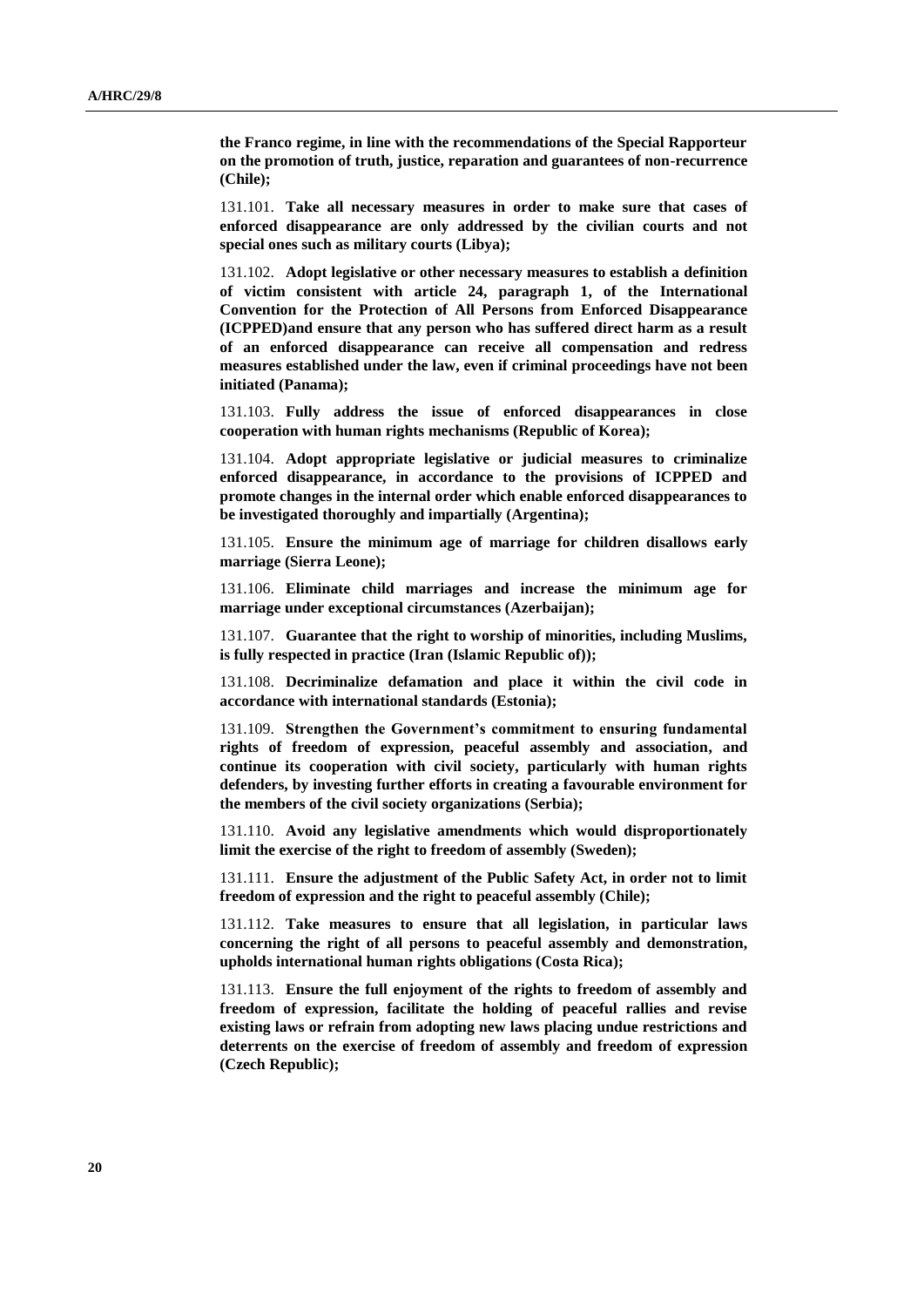**the Franco regime, in line with the recommendations of the Special Rapporteur on the promotion of truth, justice, reparation and guarantees of non-recurrence (Chile);**

131.101. **Take all necessary measures in order to make sure that cases of enforced disappearance are only addressed by the civilian courts and not special ones such as military courts (Libya);**

131.102. **Adopt legislative or other necessary measures to establish a definition of victim consistent with article 24, paragraph 1, of the International Convention for the Protection of All Persons from Enforced Disappearance (ICPPED)and ensure that any person who has suffered direct harm as a result of an enforced disappearance can receive all compensation and redress measures established under the law, even if criminal proceedings have not been initiated (Panama);**

131.103. **Fully address the issue of enforced disappearances in close cooperation with human rights mechanisms (Republic of Korea);**

131.104. **Adopt appropriate legislative or judicial measures to criminalize enforced disappearance, in accordance to the provisions of ICPPED and promote changes in the internal order which enable enforced disappearances to be investigated thoroughly and impartially (Argentina);**

131.105. **Ensure the minimum age of marriage for children disallows early marriage (Sierra Leone);**

131.106. **Eliminate child marriages and increase the minimum age for marriage under exceptional circumstances (Azerbaijan);**

131.107. **Guarantee that the right to worship of minorities, including Muslims, is fully respected in practice (Iran (Islamic Republic of));**

131.108. **Decriminalize defamation and place it within the civil code in accordance with international standards (Estonia);**

131.109. **Strengthen the Government's commitment to ensuring fundamental rights of freedom of expression, peaceful assembly and association, and continue its cooperation with civil society, particularly with human rights defenders, by investing further efforts in creating a favourable environment for the members of the civil society organizations (Serbia);**

131.110. **Avoid any legislative amendments which would disproportionately limit the exercise of the right to freedom of assembly (Sweden);**

131.111. **Ensure the adjustment of the Public Safety Act, in order not to limit freedom of expression and the right to peaceful assembly (Chile);**

131.112. **Take measures to ensure that all legislation, in particular laws concerning the right of all persons to peaceful assembly and demonstration, upholds international human rights obligations (Costa Rica);**

131.113. **Ensure the full enjoyment of the rights to freedom of assembly and freedom of expression, facilitate the holding of peaceful rallies and revise existing laws or refrain from adopting new laws placing undue restrictions and deterrents on the exercise of freedom of assembly and freedom of expression (Czech Republic);**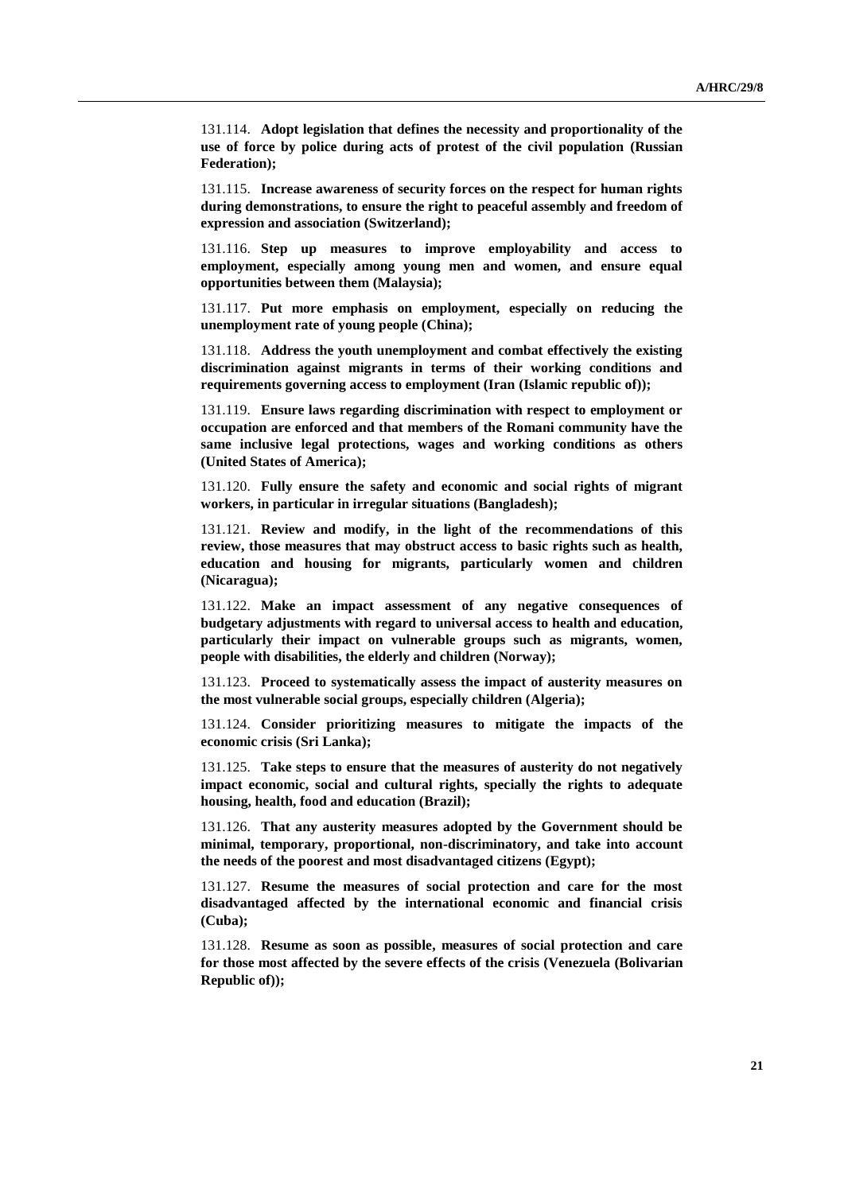131.114. **Adopt legislation that defines the necessity and proportionality of the use of force by police during acts of protest of the civil population (Russian Federation);**

131.115. **Increase awareness of security forces on the respect for human rights during demonstrations, to ensure the right to peaceful assembly and freedom of expression and association (Switzerland);**

131.116. **Step up measures to improve employability and access to employment, especially among young men and women, and ensure equal opportunities between them (Malaysia);**

131.117. **Put more emphasis on employment, especially on reducing the unemployment rate of young people (China);**

131.118. **Address the youth unemployment and combat effectively the existing discrimination against migrants in terms of their working conditions and requirements governing access to employment (Iran (Islamic republic of));**

131.119. **Ensure laws regarding discrimination with respect to employment or occupation are enforced and that members of the Romani community have the same inclusive legal protections, wages and working conditions as others (United States of America);**

131.120. **Fully ensure the safety and economic and social rights of migrant workers, in particular in irregular situations (Bangladesh);**

131.121. **Review and modify, in the light of the recommendations of this review, those measures that may obstruct access to basic rights such as health, education and housing for migrants, particularly women and children (Nicaragua);**

131.122. **Make an impact assessment of any negative consequences of budgetary adjustments with regard to universal access to health and education, particularly their impact on vulnerable groups such as migrants, women, people with disabilities, the elderly and children (Norway);**

131.123. **Proceed to systematically assess the impact of austerity measures on the most vulnerable social groups, especially children (Algeria);**

131.124. **Consider prioritizing measures to mitigate the impacts of the economic crisis (Sri Lanka);**

131.125. **Take steps to ensure that the measures of austerity do not negatively impact economic, social and cultural rights, specially the rights to adequate housing, health, food and education (Brazil);**

131.126. **That any austerity measures adopted by the Government should be minimal, temporary, proportional, non-discriminatory, and take into account the needs of the poorest and most disadvantaged citizens (Egypt);**

131.127. **Resume the measures of social protection and care for the most disadvantaged affected by the international economic and financial crisis (Cuba);**

131.128. **Resume as soon as possible, measures of social protection and care for those most affected by the severe effects of the crisis (Venezuela (Bolivarian Republic of));**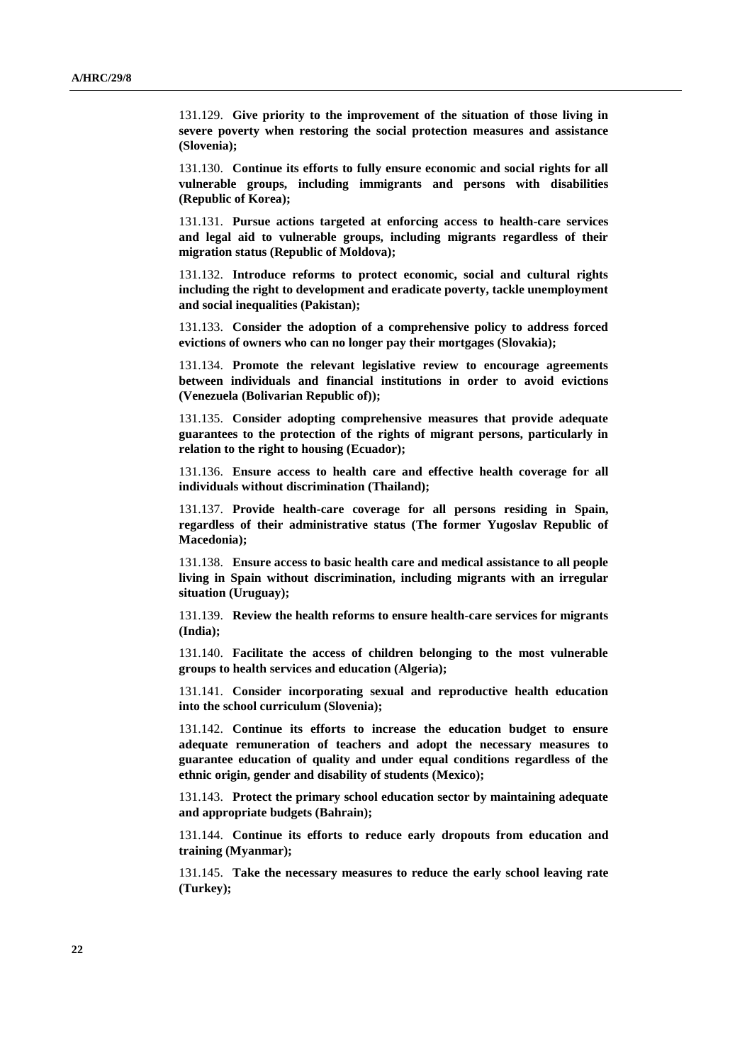131.129. **Give priority to the improvement of the situation of those living in severe poverty when restoring the social protection measures and assistance (Slovenia);**

131.130. **Continue its efforts to fully ensure economic and social rights for all vulnerable groups, including immigrants and persons with disabilities (Republic of Korea);**

131.131. **Pursue actions targeted at enforcing access to health-care services and legal aid to vulnerable groups, including migrants regardless of their migration status (Republic of Moldova);**

131.132. **Introduce reforms to protect economic, social and cultural rights including the right to development and eradicate poverty, tackle unemployment and social inequalities (Pakistan);**

131.133. **Consider the adoption of a comprehensive policy to address forced evictions of owners who can no longer pay their mortgages (Slovakia);**

131.134. **Promote the relevant legislative review to encourage agreements between individuals and financial institutions in order to avoid evictions (Venezuela (Bolivarian Republic of));**

131.135. **Consider adopting comprehensive measures that provide adequate guarantees to the protection of the rights of migrant persons, particularly in relation to the right to housing (Ecuador);**

131.136. **Ensure access to health care and effective health coverage for all individuals without discrimination (Thailand);**

131.137. **Provide health-care coverage for all persons residing in Spain, regardless of their administrative status (The former Yugoslav Republic of Macedonia);**

131.138. **Ensure access to basic health care and medical assistance to all people living in Spain without discrimination, including migrants with an irregular situation (Uruguay);**

131.139. **Review the health reforms to ensure health-care services for migrants (India);**

131.140. **Facilitate the access of children belonging to the most vulnerable groups to health services and education (Algeria);**

131.141. **Consider incorporating sexual and reproductive health education into the school curriculum (Slovenia);**

131.142. **Continue its efforts to increase the education budget to ensure adequate remuneration of teachers and adopt the necessary measures to guarantee education of quality and under equal conditions regardless of the ethnic origin, gender and disability of students (Mexico);**

131.143. **Protect the primary school education sector by maintaining adequate and appropriate budgets (Bahrain);**

131.144. **Continue its efforts to reduce early dropouts from education and training (Myanmar);**

131.145. **Take the necessary measures to reduce the early school leaving rate (Turkey);**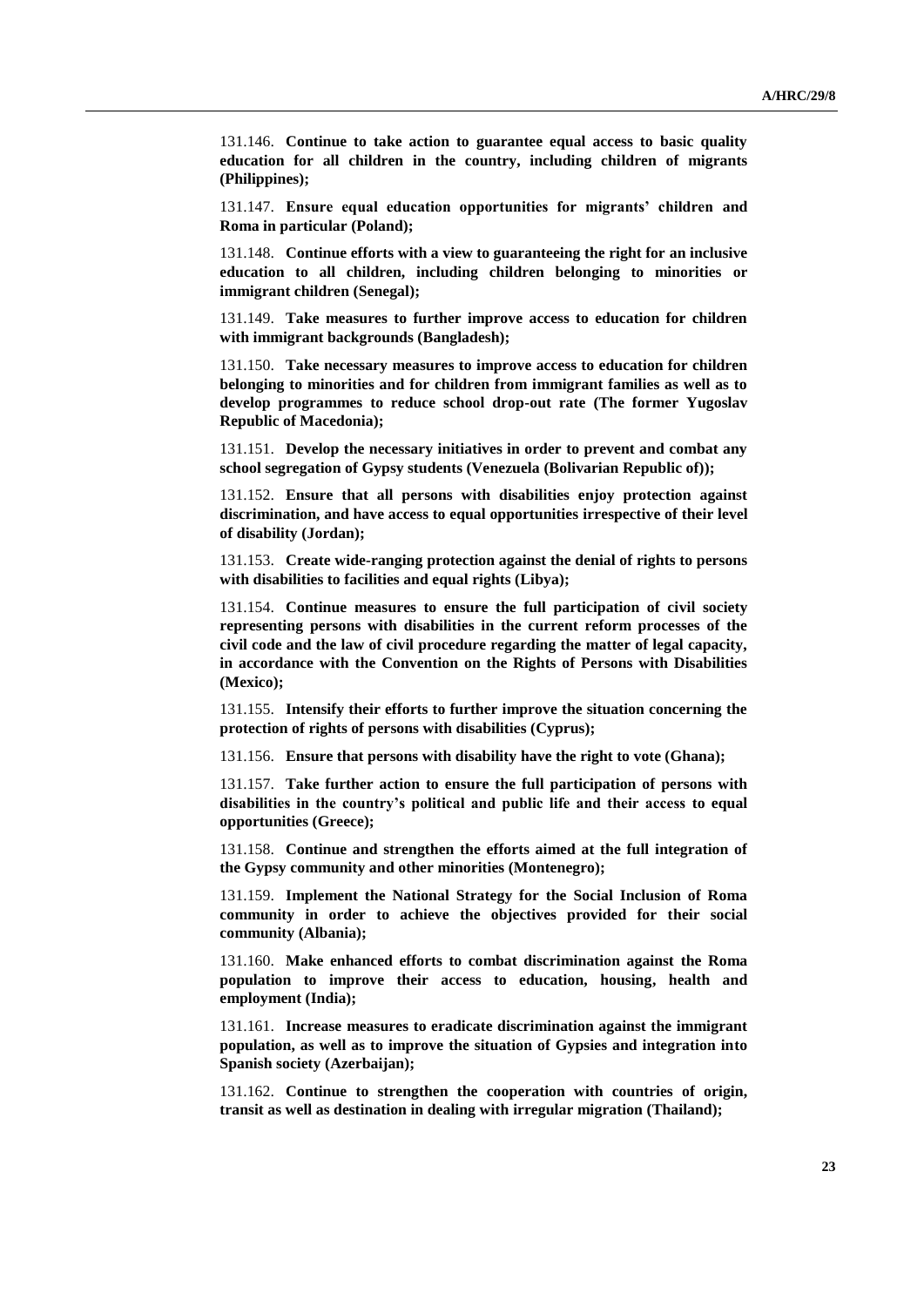131.146. **Continue to take action to guarantee equal access to basic quality education for all children in the country, including children of migrants (Philippines);**

131.147. **Ensure equal education opportunities for migrants' children and Roma in particular (Poland);**

131.148. **Continue efforts with a view to guaranteeing the right for an inclusive education to all children, including children belonging to minorities or immigrant children (Senegal);**

131.149. **Take measures to further improve access to education for children with immigrant backgrounds (Bangladesh);**

131.150. **Take necessary measures to improve access to education for children belonging to minorities and for children from immigrant families as well as to develop programmes to reduce school drop-out rate (The former Yugoslav Republic of Macedonia);**

131.151. **Develop the necessary initiatives in order to prevent and combat any school segregation of Gypsy students (Venezuela (Bolivarian Republic of));**

131.152. **Ensure that all persons with disabilities enjoy protection against discrimination, and have access to equal opportunities irrespective of their level of disability (Jordan);**

131.153. **Create wide-ranging protection against the denial of rights to persons with disabilities to facilities and equal rights (Libya);**

131.154. **Continue measures to ensure the full participation of civil society representing persons with disabilities in the current reform processes of the civil code and the law of civil procedure regarding the matter of legal capacity, in accordance with the Convention on the Rights of Persons with Disabilities (Mexico);**

131.155. **Intensify their efforts to further improve the situation concerning the protection of rights of persons with disabilities (Cyprus);**

131.156. **Ensure that persons with disability have the right to vote (Ghana);**

131.157. **Take further action to ensure the full participation of persons with disabilities in the country's political and public life and their access to equal opportunities (Greece);**

131.158. **Continue and strengthen the efforts aimed at the full integration of the Gypsy community and other minorities (Montenegro);**

131.159. **Implement the National Strategy for the Social Inclusion of Roma community in order to achieve the objectives provided for their social community (Albania);**

131.160. **Make enhanced efforts to combat discrimination against the Roma population to improve their access to education, housing, health and employment (India);**

131.161. **Increase measures to eradicate discrimination against the immigrant population, as well as to improve the situation of Gypsies and integration into Spanish society (Azerbaijan);**

131.162. **Continue to strengthen the cooperation with countries of origin, transit as well as destination in dealing with irregular migration (Thailand);**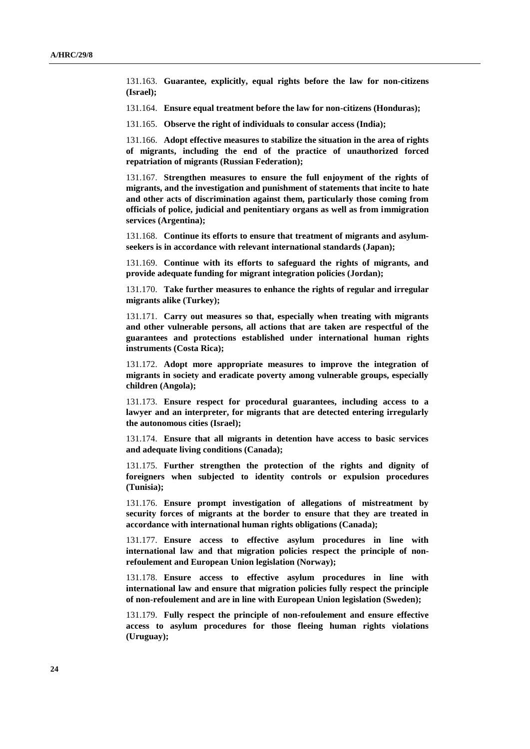131.163. **Guarantee, explicitly, equal rights before the law for non-citizens (Israel);**

131.164. **Ensure equal treatment before the law for non-citizens (Honduras);**

131.165. **Observe the right of individuals to consular access (India);**

131.166. **Adopt effective measures to stabilize the situation in the area of rights of migrants, including the end of the practice of unauthorized forced repatriation of migrants (Russian Federation);**

131.167. **Strengthen measures to ensure the full enjoyment of the rights of migrants, and the investigation and punishment of statements that incite to hate and other acts of discrimination against them, particularly those coming from officials of police, judicial and penitentiary organs as well as from immigration services (Argentina);**

131.168. **Continue its efforts to ensure that treatment of migrants and asylum-seekers is in accordance with relevant international standards (Japan);**

131.169. **Continue with its efforts to safeguard the rights of migrants, and provide adequate funding for migrant integration policies (Jordan);**

131.170. **Take further measures to enhance the rights of regular and irregular migrants alike (Turkey);**

131.171. **Carry out measures so that, especially when treating with migrants and other vulnerable persons, all actions that are taken are respectful of the guarantees and protections established under international human rights instruments (Costa Rica);**

131.172. **Adopt more appropriate measures to improve the integration of migrants in society and eradicate poverty among vulnerable groups, especially children (Angola);**

131.173. **Ensure respect for procedural guarantees, including access to a lawyer and an interpreter, for migrants that are detected entering irregularly the autonomous cities (Israel);**

131.174. **Ensure that all migrants in detention have access to basic services and adequate living conditions (Canada);**

131.175. **Further strengthen the protection of the rights and dignity of foreigners when subjected to identity controls or expulsion procedures (Tunisia);**

131.176. **Ensure prompt investigation of allegations of mistreatment by security forces of migrants at the border to ensure that they are treated in accordance with international human rights obligations (Canada);**

131.177. **Ensure access to effective asylum procedures in line with international law and that migration policies respect the principle of non-refoulement and European Union legislation (Norway);**

131.178. **Ensure access to effective asylum procedures in line with international law and ensure that migration policies fully respect the principle of non-refoulement and are in line with European Union legislation (Sweden);**

131.179. **Fully respect the principle of non-refoulement and ensure effective access to asylum procedures for those fleeing human rights violations (Uruguay);**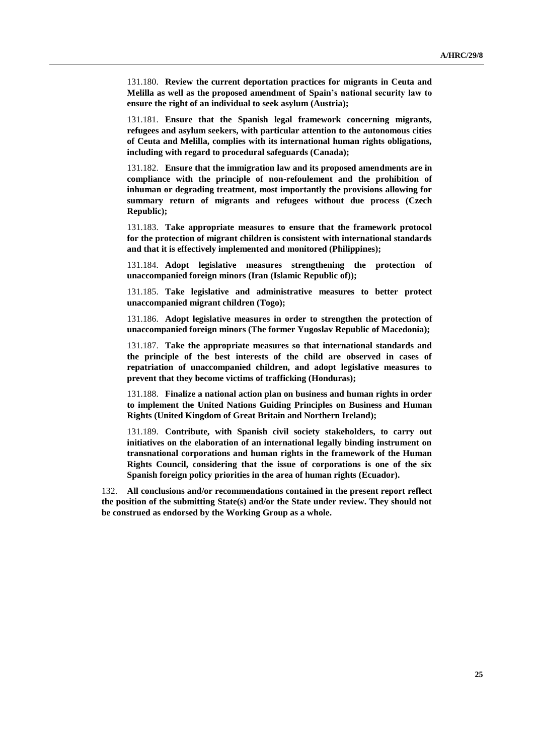131.180. **Review the current deportation practices for migrants in Ceuta and Melilla as well as the proposed amendment of Spain's national security law to ensure the right of an individual to seek asylum (Austria);**

131.181. **Ensure that the Spanish legal framework concerning migrants, refugees and asylum seekers, with particular attention to the autonomous cities of Ceuta and Melilla, complies with its international human rights obligations, including with regard to procedural safeguards (Canada);**

131.182. **Ensure that the immigration law and its proposed amendments are in compliance with the principle of non-refoulement and the prohibition of inhuman or degrading treatment, most importantly the provisions allowing for summary return of migrants and refugees without due process (Czech Republic);**

131.183. **Take appropriate measures to ensure that the framework protocol for the protection of migrant children is consistent with international standards and that it is effectively implemented and monitored (Philippines);**

131.184. **Adopt legislative measures strengthening the protection of unaccompanied foreign minors (Iran (Islamic Republic of));**

131.185. **Take legislative and administrative measures to better protect unaccompanied migrant children (Togo);**

131.186. **Adopt legislative measures in order to strengthen the protection of unaccompanied foreign minors (The former Yugoslav Republic of Macedonia);**

131.187. **Take the appropriate measures so that international standards and the principle of the best interests of the child are observed in cases of repatriation of unaccompanied children, and adopt legislative measures to prevent that they become victims of trafficking (Honduras);**

131.188. **Finalize a national action plan on business and human rights in order to implement the United Nations Guiding Principles on Business and Human Rights (United Kingdom of Great Britain and Northern Ireland);**

131.189. **Contribute, with Spanish civil society stakeholders, to carry out initiatives on the elaboration of an international legally binding instrument on transnational corporations and human rights in the framework of the Human Rights Council, considering that the issue of corporations is one of the six Spanish foreign policy priorities in the area of human rights (Ecuador).**

132. **All conclusions and/or recommendations contained in the present report reflect the position of the submitting State(s) and/or the State under review. They should not be construed as endorsed by the Working Group as a whole.**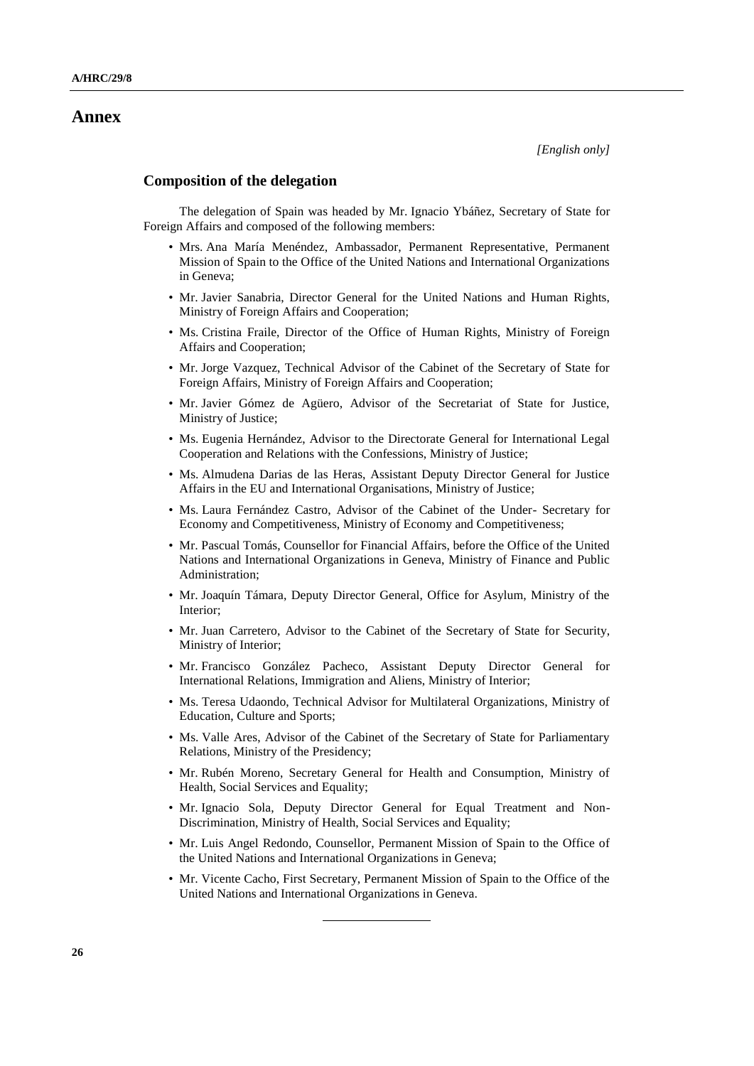# Annex

*[English only]*

## Composition of the delegation

The delegation of Spain was headed by Mr. Ignacio Ybáñez, Secretary of State for Foreign Affairs and composed of the following members:

- Mrs. Ana María Menéndez, Ambassador, Permanent Representative, Permanent Mission of Spain to the Office of the United Nations and International Organizations in Geneva;
- Mr. Javier Sanabria, Director General for the United Nations and Human Rights, Ministry of Foreign Affairs and Cooperation;
- Ms. Cristina Fraile, Director of the Office of Human Rights, Ministry of Foreign Affairs and Cooperation;
- Mr. Jorge Vazquez, Technical Advisor of the Cabinet of the Secretary of State for Foreign Affairs, Ministry of Foreign Affairs and Cooperation;
- Mr. Javier Gómez de Agüero, Advisor of the Secretariat of State for Justice, Ministry of Justice;
- Ms. Eugenia Hernández, Advisor to the Directorate General for International Legal Cooperation and Relations with the Confessions, Ministry of Justice;
- Ms. Almudena Darias de las Heras, Assistant Deputy Director General for Justice Affairs in the EU and International Organisations, Ministry of Justice;
- Ms. Laura Fernández Castro, Advisor of the Cabinet of the Under- Secretary for Economy and Competitiveness, Ministry of Economy and Competitiveness;
- Mr. Pascual Tomás, Counsellor for Financial Affairs, before the Office of the United Nations and International Organizations in Geneva, Ministry of Finance and Public Administration;
- Mr. Joaquín Támara, Deputy Director General, Office for Asylum, Ministry of the Interior;
- Mr. Juan Carretero, Advisor to the Cabinet of the Secretary of State for Security, Ministry of Interior;
- Mr. Francisco González Pacheco, Assistant Deputy Director General for International Relations, Immigration and Aliens, Ministry of Interior;
- Ms. Teresa Udaondo, Technical Advisor for Multilateral Organizations, Ministry of Education, Culture and Sports;
- Ms. Valle Ares, Advisor of the Cabinet of the Secretary of State for Parliamentary Relations, Ministry of the Presidency;
- Mr. Rubén Moreno, Secretary General for Health and Consumption, Ministry of Health, Social Services and Equality;
- Mr. Ignacio Sola, Deputy Director General for Equal Treatment and Non-Discrimination, Ministry of Health, Social Services and Equality;
- Mr. Luis Angel Redondo, Counsellor, Permanent Mission of Spain to the Office of the United Nations and International Organizations in Geneva;
- Mr. Vicente Cacho, First Secretary, Permanent Mission of Spain to the Office of the United Nations and International Organizations in Geneva.